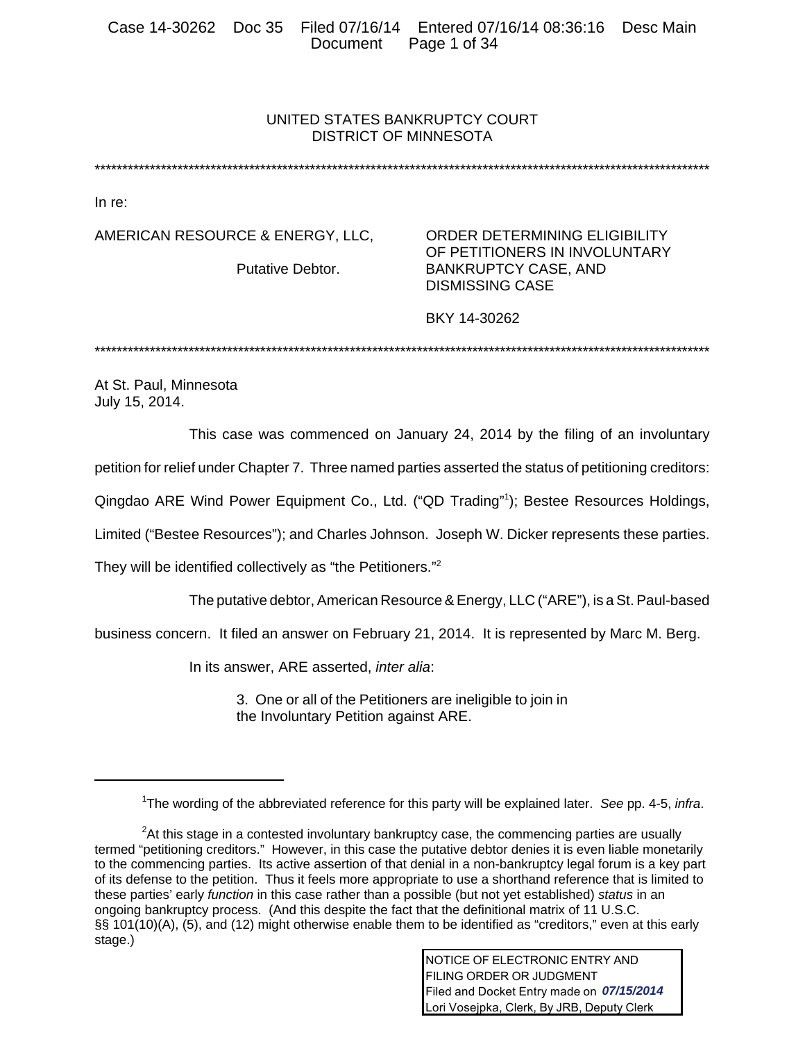UNITED STATES BANKRUPTCY COURT
DISTRICT OF MINNESOTA

---

In re:

AMERICAN RESOURCE & ENERGY, LLC,

Putative Debtor.

ORDER DETERMINING ELIGIBILITY OF PETITIONERS IN INVOLUNTARY BANKRUPTCY CASE, AND DISMISSING CASE

BKY 14-30262

---

At St. Paul, Minnesota
July 15, 2014.

This case was commenced on January 24, 2014 by the filing of an involuntary petition for relief under Chapter 7. Three named parties asserted the status of petitioning creditors: Qingdao ARE Wind Power Equipment Co., Ltd. ("QD Trading"[1]); Bestee Resources Holdings, Limited ("Bestee Resources"); and Charles Johnson. Joseph W. Dicker represents these parties. They will be identified collectively as "the Petitioners."[2]

The putative debtor, American Resource & Energy, LLC ("ARE"), is a St. Paul-based business concern. It filed an answer on February 21, 2014. It is represented by Marc M. Berg.

In its answer, ARE asserted, *inter alia*:

> 3. One or all of the Petitioners are ineligible to join in the Involuntary Petition against ARE.

---

[1]The wording of the abbreviated reference for this party will be explained later. *See* pp. 4-5, *infra*.

[2]At this stage in a contested involuntary bankruptcy case, the commencing parties are usually termed "petitioning creditors." However, in this case the putative debtor denies it is even liable monetarily to the commencing parties. Its active assertion of that denial in a non-bankruptcy legal forum is a key part of its defense to the petition. Thus it feels more appropriate to use a shorthand reference that is limited to these parties' early *function* in this case rather than a possible (but not yet established) *status* in an ongoing bankruptcy process. (And this despite the fact that the definitional matrix of 11 U.S.C. §§ 101(10)(A), (5), and (12) might otherwise enable them to be identified as "creditors," even at this early stage.)

NOTICE OF ELECTRONIC ENTRY AND FILING ORDER OR JUDGMENT
Filed and Docket Entry made on *07/15/2014*
Lori Vosejpka, Clerk, By JRB, Deputy Clerk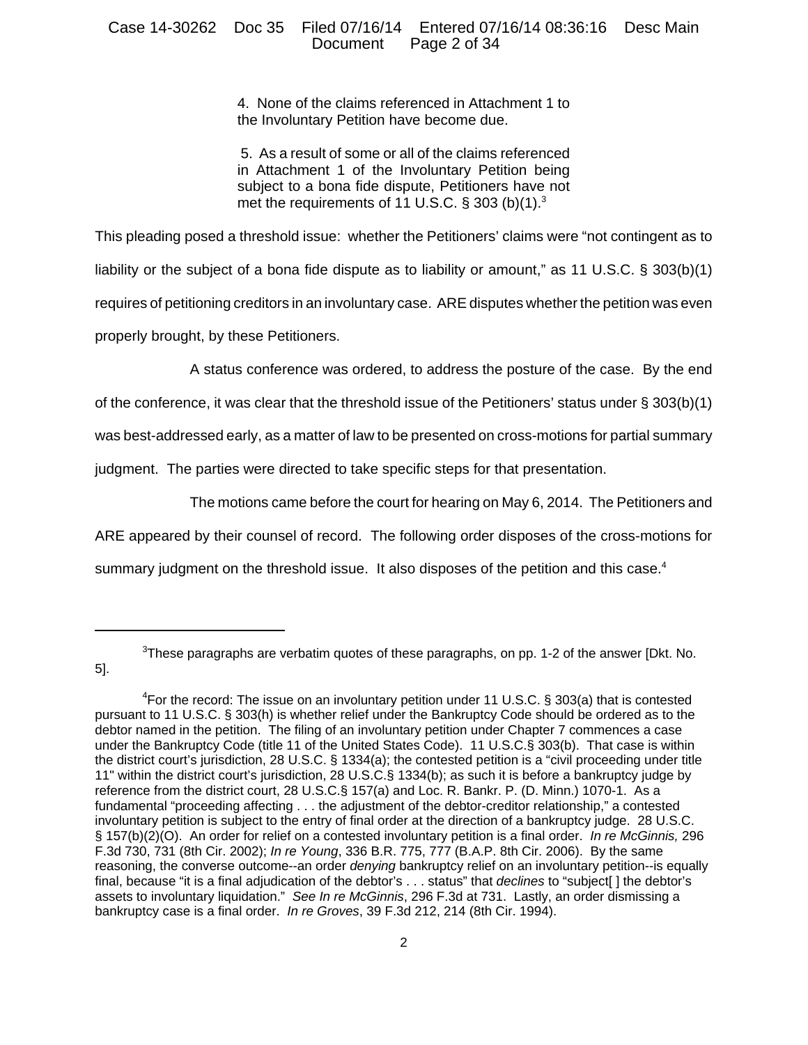> 4. None of the claims referenced in Attachment 1 to the Involuntary Petition have become due.
>
> 5. As a result of some or all of the claims referenced in Attachment 1 of the Involuntary Petition being subject to a bona fide dispute, Petitioners have not met the requirements of 11 U.S.C. § 303 (b)(1).[3]

This pleading posed a threshold issue: whether the Petitioners' claims were "not contingent as to liability or the subject of a bona fide dispute as to liability or amount," as 11 U.S.C. § 303(b)(1) requires of petitioning creditors in an involuntary case. ARE disputes whether the petition was even properly brought, by these Petitioners.

A status conference was ordered, to address the posture of the case. By the end of the conference, it was clear that the threshold issue of the Petitioners' status under § 303(b)(1) was best-addressed early, as a matter of law to be presented on cross-motions for partial summary judgment. The parties were directed to take specific steps for that presentation.

The motions came before the court for hearing on May 6, 2014. The Petitioners and ARE appeared by their counsel of record. The following order disposes of the cross-motions for summary judgment on the threshold issue. It also disposes of the petition and this case.[4]

---

[3] These paragraphs are verbatim quotes of these paragraphs, on pp. 1-2 of the answer [Dkt. No. 5].

[4] For the record: The issue on an involuntary petition under 11 U.S.C. § 303(a) that is contested pursuant to 11 U.S.C. § 303(h) is whether relief under the Bankruptcy Code should be ordered as to the debtor named in the petition. The filing of an involuntary petition under Chapter 7 commences a case under the Bankruptcy Code (title 11 of the United States Code). 11 U.S.C.§ 303(b). That case is within the district court's jurisdiction, 28 U.S.C. § 1334(a); the contested petition is a "civil proceeding under title 11" within the district court's jurisdiction, 28 U.S.C.§ 1334(b); as such it is before a bankruptcy judge by reference from the district court, 28 U.S.C.§ 157(a) and Loc. R. Bankr. P. (D. Minn.) 1070-1. As a fundamental "proceeding affecting . . . the adjustment of the debtor-creditor relationship," a contested involuntary petition is subject to the entry of final order at the direction of a bankruptcy judge. 28 U.S.C. § 157(b)(2)(O). An order for relief on a contested involuntary petition is a final order. *In re McGinnis,* 296 F.3d 730, 731 (8th Cir. 2002); *In re Young*, 336 B.R. 775, 777 (B.A.P. 8th Cir. 2006). By the same reasoning, the converse outcome--an order *denying* bankruptcy relief on an involuntary petition--is equally final, because "it is a final adjudication of the debtor's . . . status" that *declines* to "subject[ ] the debtor's assets to involuntary liquidation." *See In re McGinnis*, 296 F.3d at 731. Lastly, an order dismissing a bankruptcy case is a final order. *In re Groves*, 39 F.3d 212, 214 (8th Cir. 1994).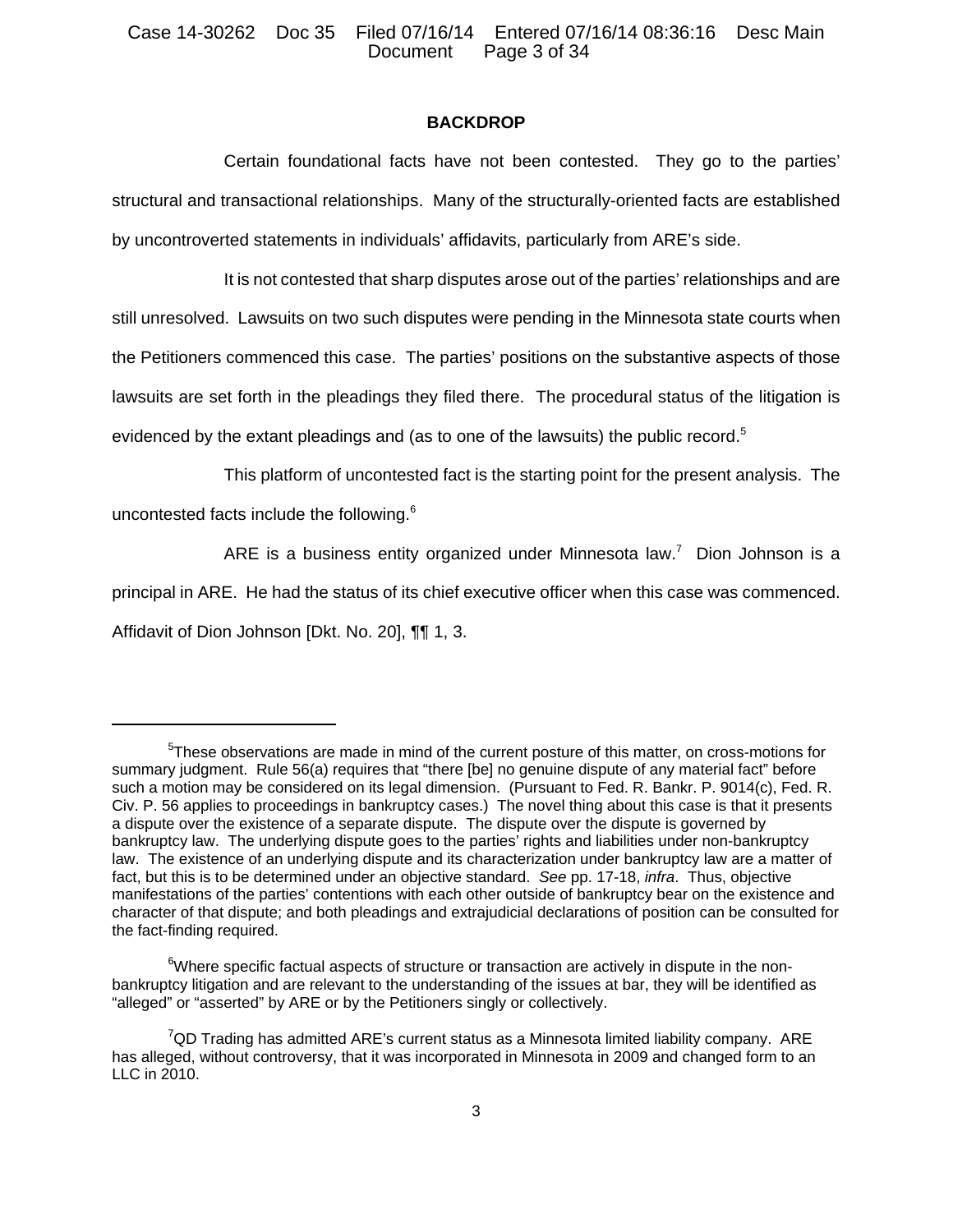## BACKDROP

Certain foundational facts have not been contested. They go to the parties' structural and transactional relationships. Many of the structurally-oriented facts are established by uncontroverted statements in individuals' affidavits, particularly from ARE's side.

It is not contested that sharp disputes arose out of the parties' relationships and are still unresolved. Lawsuits on two such disputes were pending in the Minnesota state courts when the Petitioners commenced this case. The parties' positions on the substantive aspects of those lawsuits are set forth in the pleadings they filed there. The procedural status of the litigation is evidenced by the extant pleadings and (as to one of the lawsuits) the public record.[5]

This platform of uncontested fact is the starting point for the present analysis. The uncontested facts include the following.[6]

ARE is a business entity organized under Minnesota law.[7] Dion Johnson is a principal in ARE. He had the status of its chief executive officer when this case was commenced. Affidavit of Dion Johnson [Dkt. No. 20], ¶¶ 1, 3.

---

[5]These observations are made in mind of the current posture of this matter, on cross-motions for summary judgment. Rule 56(a) requires that "there [be] no genuine dispute of any material fact" before such a motion may be considered on its legal dimension. (Pursuant to Fed. R. Bankr. P. 9014(c), Fed. R. Civ. P. 56 applies to proceedings in bankruptcy cases.) The novel thing about this case is that it presents a dispute over the existence of a separate dispute. The dispute over the dispute is governed by bankruptcy law. The underlying dispute goes to the parties' rights and liabilities under non-bankruptcy law. The existence of an underlying dispute and its characterization under bankruptcy law are a matter of fact, but this is to be determined under an objective standard. *See* pp. 17-18, *infra*. Thus, objective manifestations of the parties' contentions with each other outside of bankruptcy bear on the existence and character of that dispute; and both pleadings and extrajudicial declarations of position can be consulted for the fact-finding required.

[6]Where specific factual aspects of structure or transaction are actively in dispute in the non-bankruptcy litigation and are relevant to the understanding of the issues at bar, they will be identified as "alleged" or "asserted" by ARE or by the Petitioners singly or collectively.

[7]QD Trading has admitted ARE's current status as a Minnesota limited liability company. ARE has alleged, without controversy, that it was incorporated in Minnesota in 2009 and changed form to an LLC in 2010.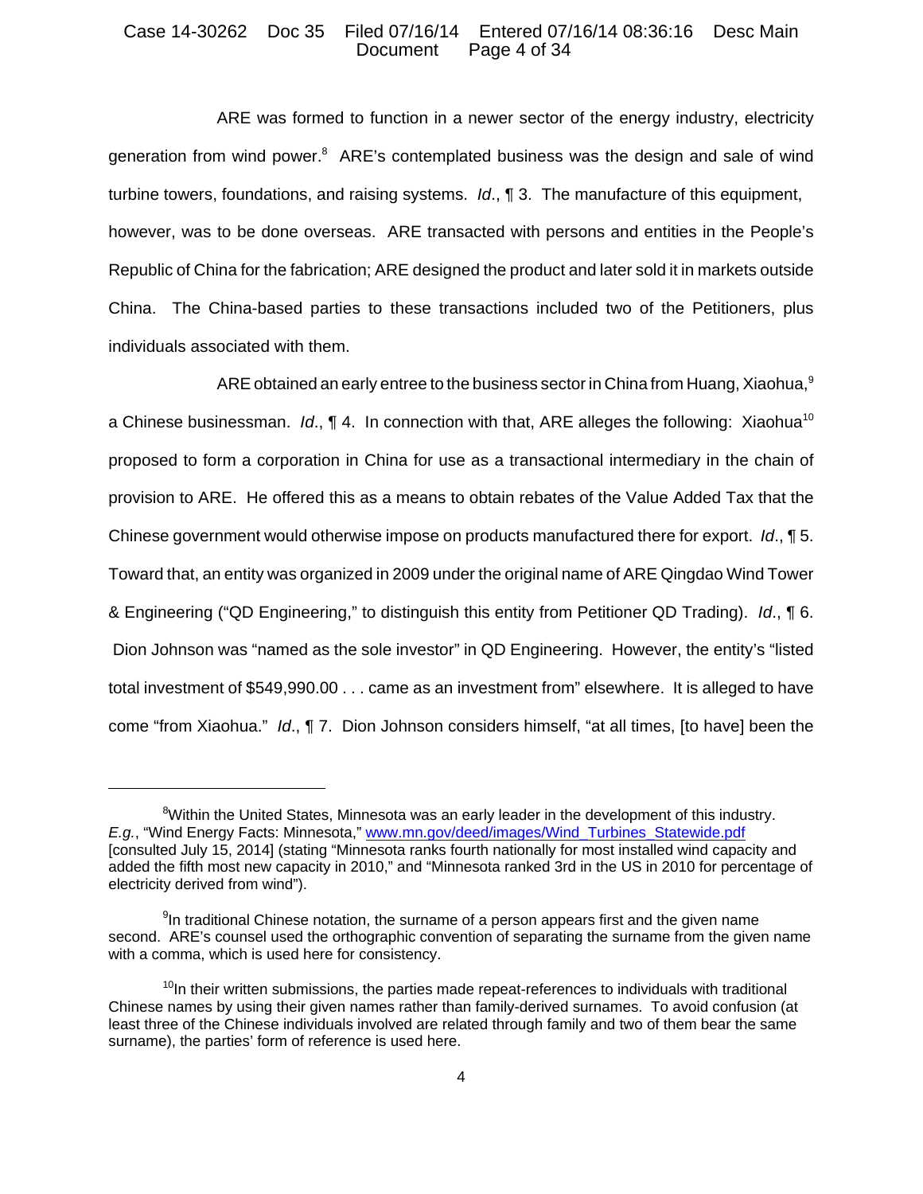ARE was formed to function in a newer sector of the energy industry, electricity generation from wind power.[8] ARE's contemplated business was the design and sale of wind turbine towers, foundations, and raising systems. *Id*., ¶ 3. The manufacture of this equipment, however, was to be done overseas. ARE transacted with persons and entities in the People's Republic of China for the fabrication; ARE designed the product and later sold it in markets outside China. The China-based parties to these transactions included two of the Petitioners, plus individuals associated with them.

ARE obtained an early entree to the business sector in China from Huang, Xiaohua,[9] a Chinese businessman. *Id*., ¶ 4. In connection with that, ARE alleges the following: Xiaohua[10] proposed to form a corporation in China for use as a transactional intermediary in the chain of provision to ARE. He offered this as a means to obtain rebates of the Value Added Tax that the Chinese government would otherwise impose on products manufactured there for export. *Id*., ¶ 5. Toward that, an entity was organized in 2009 under the original name of ARE Qingdao Wind Tower & Engineering ("QD Engineering," to distinguish this entity from Petitioner QD Trading). *Id*., ¶ 6. Dion Johnson was "named as the sole investor" in QD Engineering. However, the entity's "listed total investment of $549,990.00 . . . came as an investment from" elsewhere. It is alleged to have come "from Xiaohua." *Id*., ¶ 7. Dion Johnson considers himself, "at all times, [to have] been the

---

[8]Within the United States, Minnesota was an early leader in the development of this industry. *E.g.*, "Wind Energy Facts: Minnesota," www.mn.gov/deed/images/Wind_Turbines_Statewide.pdf [consulted July 15, 2014] (stating "Minnesota ranks fourth nationally for most installed wind capacity and added the fifth most new capacity in 2010," and "Minnesota ranked 3rd in the US in 2010 for percentage of electricity derived from wind").

[9]In traditional Chinese notation, the surname of a person appears first and the given name second. ARE's counsel used the orthographic convention of separating the surname from the given name with a comma, which is used here for consistency.

[10]In their written submissions, the parties made repeat-references to individuals with traditional Chinese names by using their given names rather than family-derived surnames. To avoid confusion (at least three of the Chinese individuals involved are related through family and two of them bear the same surname), the parties' form of reference is used here.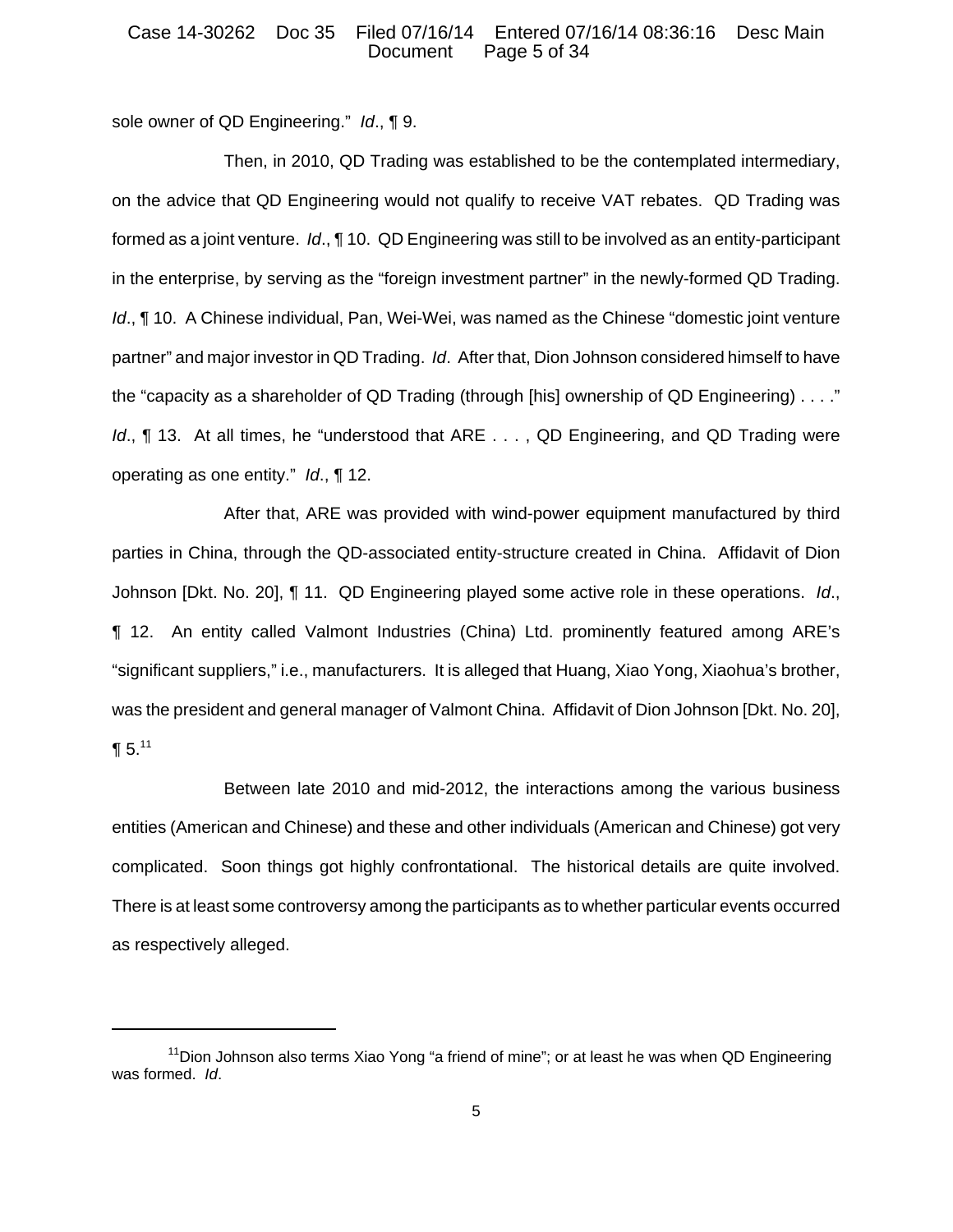sole owner of QD Engineering." *Id*., ¶ 9.

Then, in 2010, QD Trading was established to be the contemplated intermediary, on the advice that QD Engineering would not qualify to receive VAT rebates. QD Trading was formed as a joint venture. *Id*., ¶ 10. QD Engineering was still to be involved as an entity-participant in the enterprise, by serving as the "foreign investment partner" in the newly-formed QD Trading. *Id*., ¶ 10. A Chinese individual, Pan, Wei-Wei, was named as the Chinese "domestic joint venture partner" and major investor in QD Trading. *Id*. After that, Dion Johnson considered himself to have the "capacity as a shareholder of QD Trading (through [his] ownership of QD Engineering) . . . ." *Id*., ¶ 13. At all times, he "understood that ARE . . . , QD Engineering, and QD Trading were operating as one entity." *Id*., ¶ 12.

After that, ARE was provided with wind-power equipment manufactured by third parties in China, through the QD-associated entity-structure created in China. Affidavit of Dion Johnson [Dkt. No. 20], ¶ 11. QD Engineering played some active role in these operations. *Id*., ¶ 12. An entity called Valmont Industries (China) Ltd. prominently featured among ARE's "significant suppliers," i.e., manufacturers. It is alleged that Huang, Xiao Yong, Xiaohua's brother, was the president and general manager of Valmont China. Affidavit of Dion Johnson [Dkt. No. 20], ¶ 5.[11]

Between late 2010 and mid-2012, the interactions among the various business entities (American and Chinese) and these and other individuals (American and Chinese) got very complicated. Soon things got highly confrontational. The historical details are quite involved. There is at least some controversy among the participants as to whether particular events occurred as respectively alleged.

---

[11] Dion Johnson also terms Xiao Yong "a friend of mine"; or at least he was when QD Engineering was formed. *Id*.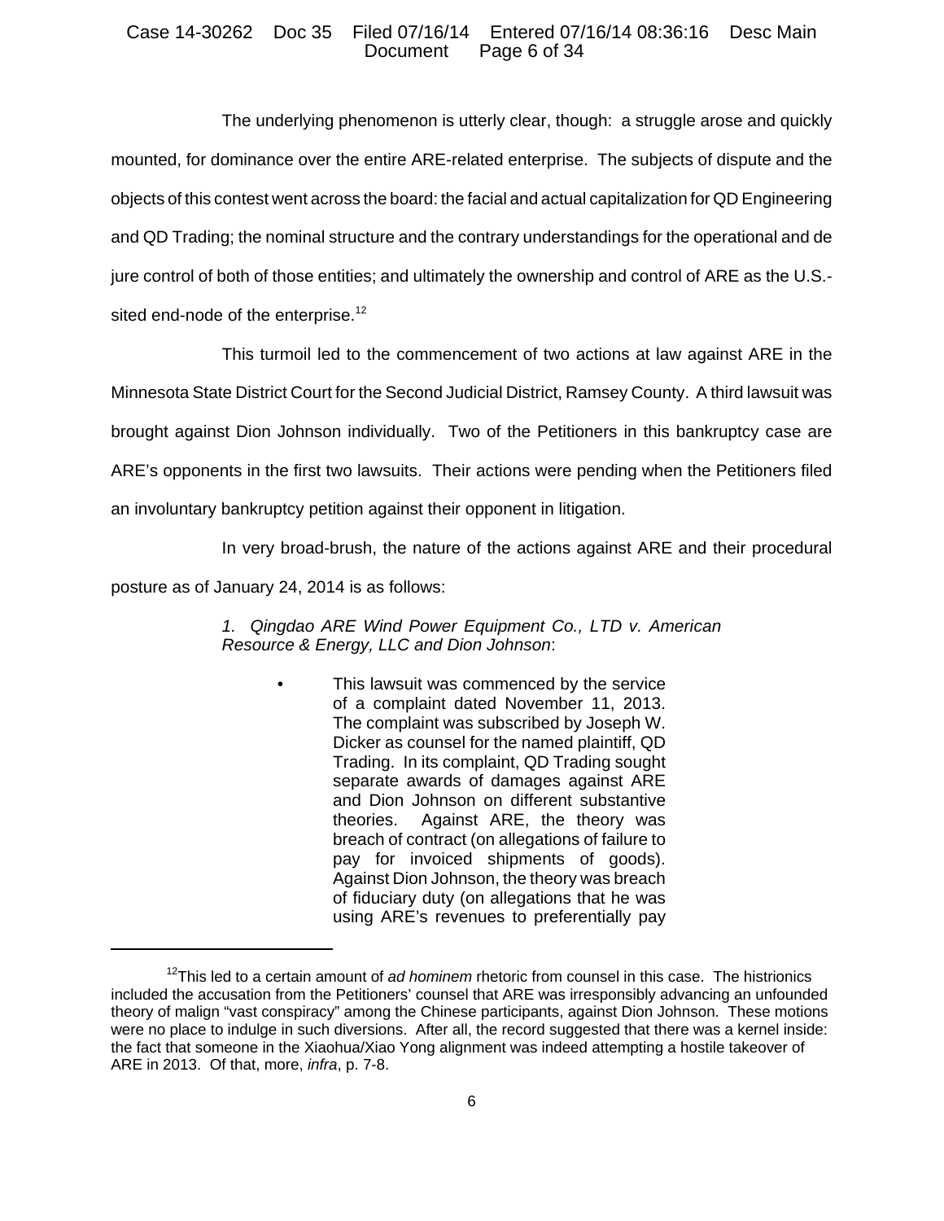The underlying phenomenon is utterly clear, though: a struggle arose and quickly mounted, for dominance over the entire ARE-related enterprise. The subjects of dispute and the objects of this contest went across the board: the facial and actual capitalization for QD Engineering and QD Trading; the nominal structure and the contrary understandings for the operational and de jure control of both of those entities; and ultimately the ownership and control of ARE as the U.S.-sited end-node of the enterprise.[12]

This turmoil led to the commencement of two actions at law against ARE in the Minnesota State District Court for the Second Judicial District, Ramsey County. A third lawsuit was brought against Dion Johnson individually. Two of the Petitioners in this bankruptcy case are ARE's opponents in the first two lawsuits. Their actions were pending when the Petitioners filed an involuntary bankruptcy petition against their opponent in litigation.

In very broad-brush, the nature of the actions against ARE and their procedural posture as of January 24, 2014 is as follows:

> 1. *Qingdao ARE Wind Power Equipment Co., LTD v. American Resource & Energy, LLC and Dion Johnson*:
>
> - This lawsuit was commenced by the service of a complaint dated November 11, 2013. The complaint was subscribed by Joseph W. Dicker as counsel for the named plaintiff, QD Trading. In its complaint, QD Trading sought separate awards of damages against ARE and Dion Johnson on different substantive theories. Against ARE, the theory was breach of contract (on allegations of failure to pay for invoiced shipments of goods). Against Dion Johnson, the theory was breach of fiduciary duty (on allegations that he was using ARE's revenues to preferentially pay

---

[12] This led to a certain amount of *ad hominem* rhetoric from counsel in this case. The histrionics included the accusation from the Petitioners' counsel that ARE was irresponsibly advancing an unfounded theory of malign "vast conspiracy" among the Chinese participants, against Dion Johnson. These motions were no place to indulge in such diversions. After all, the record suggested that there was a kernel inside: the fact that someone in the Xiaohua/Xiao Yong alignment was indeed attempting a hostile takeover of ARE in 2013. Of that, more, *infra*, p. 7-8.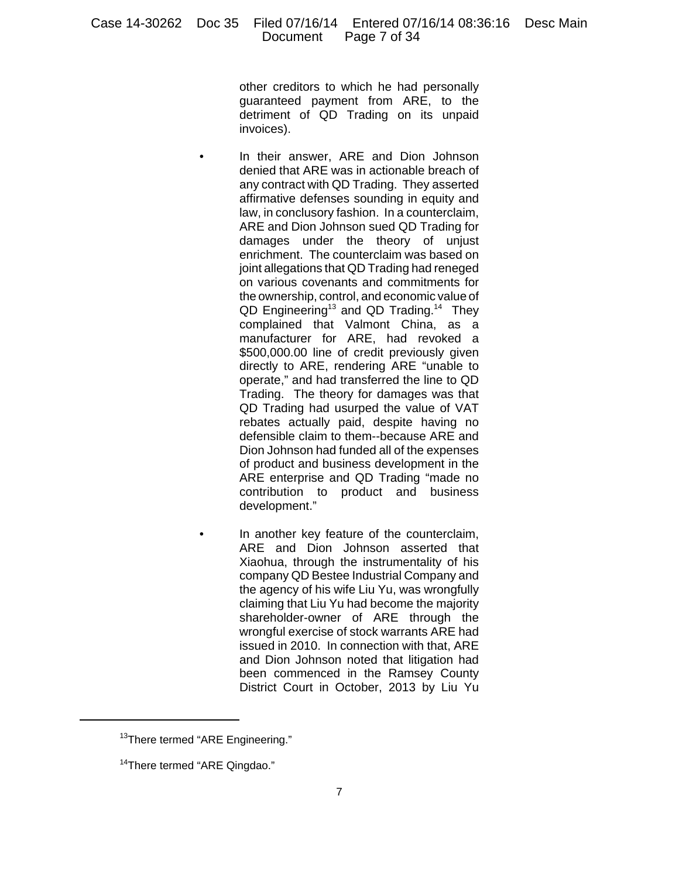other creditors to which he had personally guaranteed payment from ARE, to the detriment of QD Trading on its unpaid invoices).

- In their answer, ARE and Dion Johnson denied that ARE was in actionable breach of any contract with QD Trading. They asserted affirmative defenses sounding in equity and law, in conclusory fashion. In a counterclaim, ARE and Dion Johnson sued QD Trading for damages under the theory of unjust enrichment. The counterclaim was based on joint allegations that QD Trading had reneged on various covenants and commitments for the ownership, control, and economic value of QD Engineering[13] and QD Trading.[14] They complained that Valmont China, as a manufacturer for ARE, had revoked a $500,000.00 line of credit previously given directly to ARE, rendering ARE "unable to operate," and had transferred the line to QD Trading. The theory for damages was that QD Trading had usurped the value of VAT rebates actually paid, despite having no defensible claim to them--because ARE and Dion Johnson had funded all of the expenses of product and business development in the ARE enterprise and QD Trading "made no contribution to product and business development."

- In another key feature of the counterclaim, ARE and Dion Johnson asserted that Xiaohua, through the instrumentality of his company QD Bestee Industrial Company and the agency of his wife Liu Yu, was wrongfully claiming that Liu Yu had become the majority shareholder-owner of ARE through the wrongful exercise of stock warrants ARE had issued in 2010. In connection with that, ARE and Dion Johnson noted that litigation had been commenced in the Ramsey County District Court in October, 2013 by Liu Yu

[13] There termed "ARE Engineering."

[14] There termed "ARE Qingdao."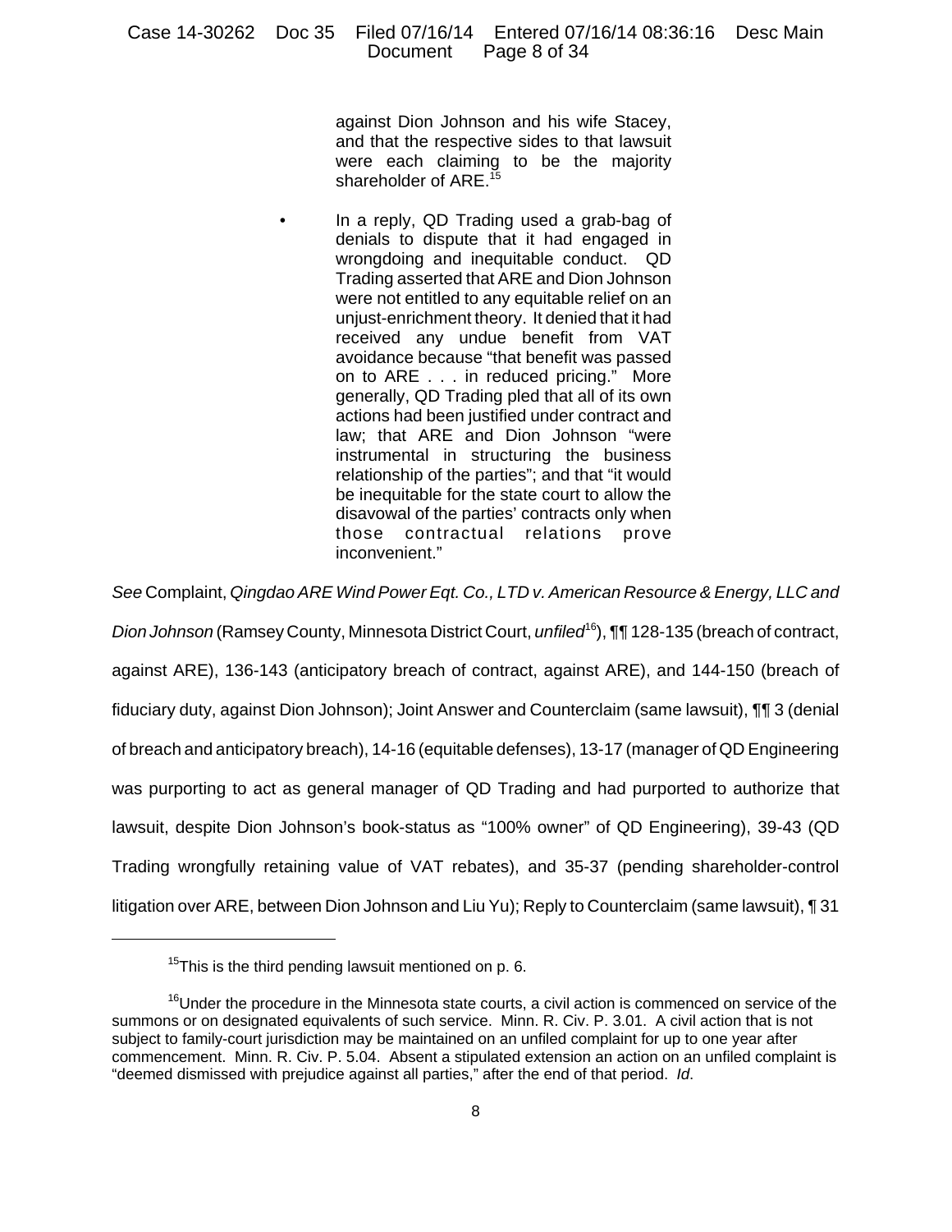against Dion Johnson and his wife Stacey, and that the respective sides to that lawsuit were each claiming to be the majority shareholder of ARE.[15]

- In a reply, QD Trading used a grab-bag of denials to dispute that it had engaged in wrongdoing and inequitable conduct. QD Trading asserted that ARE and Dion Johnson were not entitled to any equitable relief on an unjust-enrichment theory. It denied that it had received any undue benefit from VAT avoidance because "that benefit was passed on to ARE . . . in reduced pricing." More generally, QD Trading pled that all of its own actions had been justified under contract and law; that ARE and Dion Johnson "were instrumental in structuring the business relationship of the parties"; and that "it would be inequitable for the state court to allow the disavowal of the parties' contracts only when those contractual relations prove inconvenient."

*See* Complaint, *Qingdao ARE Wind Power Eqt. Co., LTD v. American Resource & Energy, LLC and Dion Johnson* (Ramsey County, Minnesota District Court, *unfiled*[16]), ¶¶ 128-135 (breach of contract, against ARE), 136-143 (anticipatory breach of contract, against ARE), and 144-150 (breach of fiduciary duty, against Dion Johnson); Joint Answer and Counterclaim (same lawsuit), ¶¶ 3 (denial of breach and anticipatory breach), 14-16 (equitable defenses), 13-17 (manager of QD Engineering was purporting to act as general manager of QD Trading and had purported to authorize that lawsuit, despite Dion Johnson's book-status as "100% owner" of QD Engineering), 39-43 (QD Trading wrongfully retaining value of VAT rebates), and 35-37 (pending shareholder-control litigation over ARE, between Dion Johnson and Liu Yu); Reply to Counterclaim (same lawsuit), ¶ 31

[15] This is the third pending lawsuit mentioned on p. 6.

[16] Under the procedure in the Minnesota state courts, a civil action is commenced on service of the summons or on designated equivalents of such service. Minn. R. Civ. P. 3.01. A civil action that is not subject to family-court jurisdiction may be maintained on an unfiled complaint for up to one year after commencement. Minn. R. Civ. P. 5.04. Absent a stipulated extension an action on an unfiled complaint is "deemed dismissed with prejudice against all parties," after the end of that period. *Id*.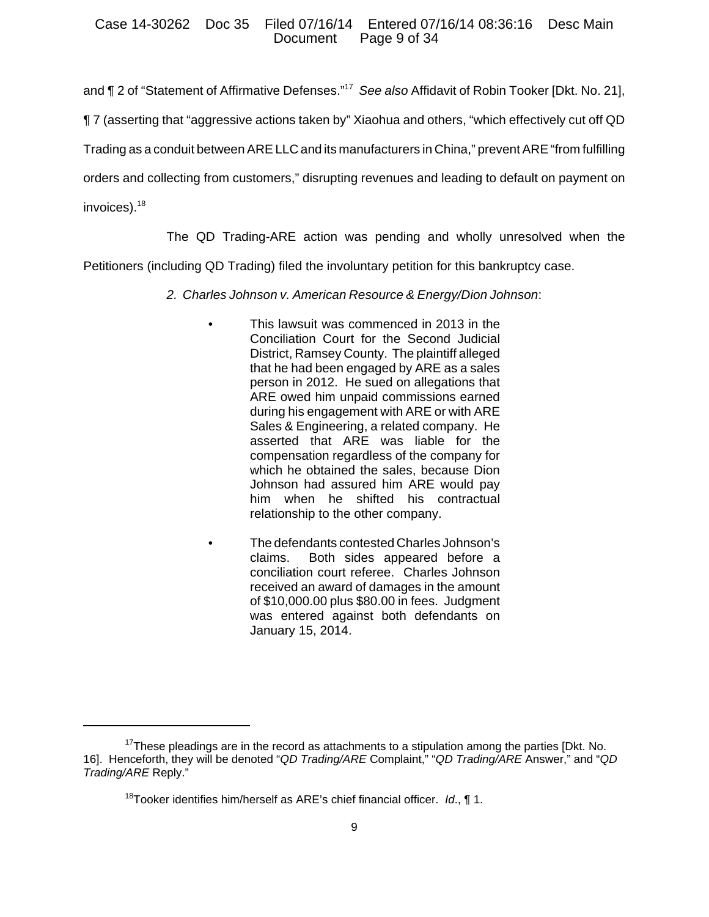and ¶ 2 of "Statement of Affirmative Defenses."[17] *See also* Affidavit of Robin Tooker [Dkt. No. 21], ¶ 7 (asserting that "aggressive actions taken by" Xiaohua and others, "which effectively cut off QD Trading as a conduit between ARE LLC and its manufacturers in China," prevent ARE "from fulfilling orders and collecting from customers," disrupting revenues and leading to default on payment on invoices).[18]

The QD Trading-ARE action was pending and wholly unresolved when the Petitioners (including QD Trading) filed the involuntary petition for this bankruptcy case.

*2. Charles Johnson v. American Resource & Energy/Dion Johnson*:

- This lawsuit was commenced in 2013 in the Conciliation Court for the Second Judicial District, Ramsey County. The plaintiff alleged that he had been engaged by ARE as a sales person in 2012. He sued on allegations that ARE owed him unpaid commissions earned during his engagement with ARE or with ARE Sales & Engineering, a related company. He asserted that ARE was liable for the compensation regardless of the company for which he obtained the sales, because Dion Johnson had assured him ARE would pay him when he shifted his contractual relationship to the other company.

- The defendants contested Charles Johnson's claims. Both sides appeared before a conciliation court referee. Charles Johnson received an award of damages in the amount of $10,000.00 plus $80.00 in fees. Judgment was entered against both defendants on January 15, 2014.

---

[17] These pleadings are in the record as attachments to a stipulation among the parties [Dkt. No. 16]. Henceforth, they will be denoted "*QD Trading/ARE* Complaint," "*QD Trading/ARE* Answer," and "*QD Trading/ARE* Reply."

[18] Tooker identifies him/herself as ARE's chief financial officer. *Id*., ¶ 1.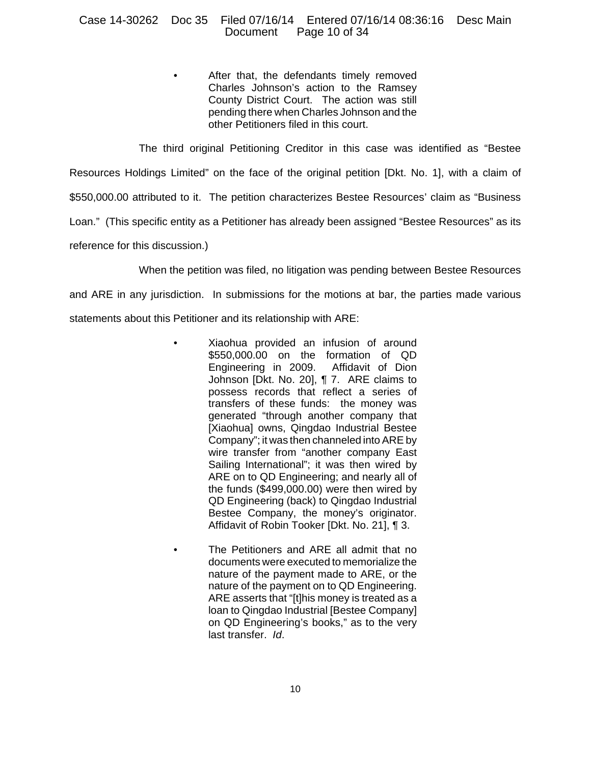- After that, the defendants timely removed Charles Johnson's action to the Ramsey County District Court. The action was still pending there when Charles Johnson and the other Petitioners filed in this court.

The third original Petitioning Creditor in this case was identified as "Bestee Resources Holdings Limited" on the face of the original petition [Dkt. No. 1], with a claim of $550,000.00 attributed to it. The petition characterizes Bestee Resources' claim as "Business Loan." (This specific entity as a Petitioner has already been assigned "Bestee Resources" as its reference for this discussion.)

When the petition was filed, no litigation was pending between Bestee Resources and ARE in any jurisdiction. In submissions for the motions at bar, the parties made various statements about this Petitioner and its relationship with ARE:

- Xiaohua provided an infusion of around $550,000.00 on the formation of QD Engineering in 2009. Affidavit of Dion Johnson [Dkt. No. 20], ¶ 7. ARE claims to possess records that reflect a series of transfers of these funds: the money was generated "through another company that [Xiaohua] owns, Qingdao Industrial Bestee Company"; it was then channeled into ARE by wire transfer from "another company East Sailing International"; it was then wired by ARE on to QD Engineering; and nearly all of the funds ($499,000.00) were then wired by QD Engineering (back) to Qingdao Industrial Bestee Company, the money's originator. Affidavit of Robin Tooker [Dkt. No. 21], ¶ 3.

- The Petitioners and ARE all admit that no documents were executed to memorialize the nature of the payment made to ARE, or the nature of the payment on to QD Engineering. ARE asserts that "[t]his money is treated as a loan to Qingdao Industrial [Bestee Company] on QD Engineering's books," as to the very last transfer. *Id*.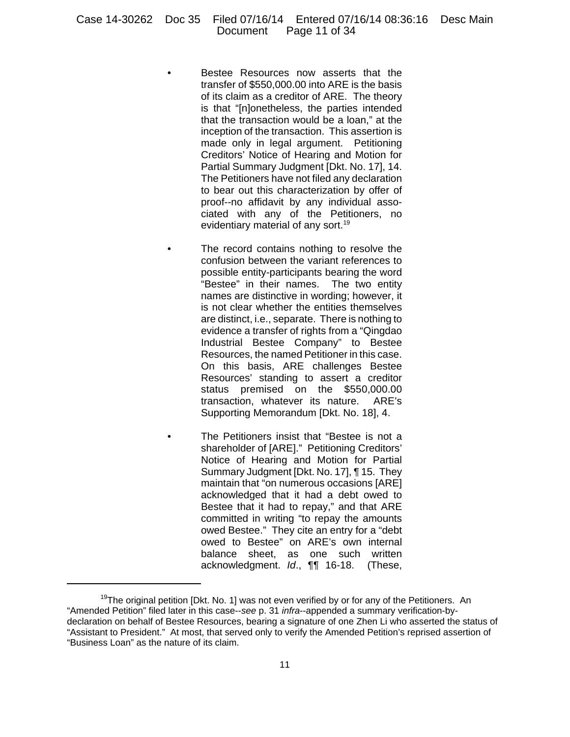- Bestee Resources now asserts that the transfer of $550,000.00 into ARE is the basis of its claim as a creditor of ARE. The theory is that "[n]onetheless, the parties intended that the transaction would be a loan," at the inception of the transaction. This assertion is made only in legal argument. Petitioning Creditors' Notice of Hearing and Motion for Partial Summary Judgment [Dkt. No. 17], 14. The Petitioners have not filed any declaration to bear out this characterization by offer of proof--no affidavit by any individual associated with any of the Petitioners, no evidentiary material of any sort.[19]

- The record contains nothing to resolve the confusion between the variant references to possible entity-participants bearing the word "Bestee" in their names. The two entity names are distinctive in wording; however, it is not clear whether the entities themselves are distinct, i.e., separate. There is nothing to evidence a transfer of rights from a "Qingdao Industrial Bestee Company" to Bestee Resources, the named Petitioner in this case. On this basis, ARE challenges Bestee Resources' standing to assert a creditor status premised on the $550,000.00 transaction, whatever its nature. ARE's Supporting Memorandum [Dkt. No. 18], 4.

- The Petitioners insist that "Bestee is not a shareholder of [ARE]." Petitioning Creditors' Notice of Hearing and Motion for Partial Summary Judgment [Dkt. No. 17], ¶ 15. They maintain that "on numerous occasions [ARE] acknowledged that it had a debt owed to Bestee that it had to repay," and that ARE committed in writing "to repay the amounts owed Bestee." They cite an entry for a "debt owed to Bestee" on ARE's own internal balance sheet, as one such written acknowledgment. *Id*., ¶¶ 16-18. (These,

---

[19] The original petition [Dkt. No. 1] was not even verified by or for any of the Petitioners. An "Amended Petition" filed later in this case--*see* p. 31 *infra*--appended a summary verification-by-declaration on behalf of Bestee Resources, bearing a signature of one Zhen Li who asserted the status of "Assistant to President." At most, that served only to verify the Amended Petition's reprised assertion of "Business Loan" as the nature of its claim.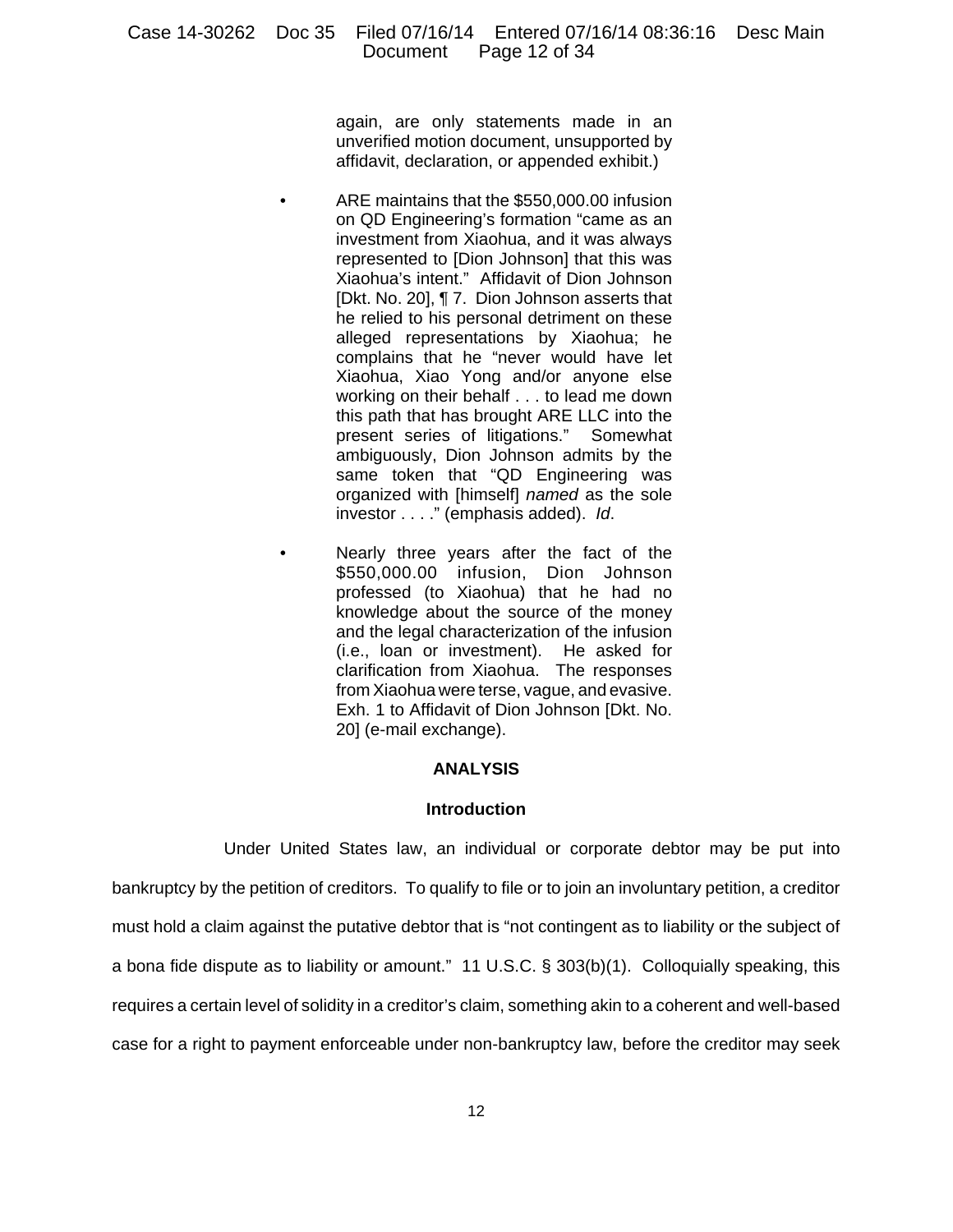again, are only statements made in an unverified motion document, unsupported by affidavit, declaration, or appended exhibit.)

- ARE maintains that the $550,000.00 infusion on QD Engineering's formation "came as an investment from Xiaohua, and it was always represented to [Dion Johnson] that this was Xiaohua's intent." Affidavit of Dion Johnson [Dkt. No. 20], ¶ 7. Dion Johnson asserts that he relied to his personal detriment on these alleged representations by Xiaohua; he complains that he "never would have let Xiaohua, Xiao Yong and/or anyone else working on their behalf . . . to lead me down this path that has brought ARE LLC into the present series of litigations." Somewhat ambiguously, Dion Johnson admits by the same token that "QD Engineering was organized with [himself] *named* as the sole investor . . . ." (emphasis added). *Id*.

- Nearly three years after the fact of the $550,000.00 infusion, Dion Johnson professed (to Xiaohua) that he had no knowledge about the source of the money and the legal characterization of the infusion (i.e., loan or investment). He asked for clarification from Xiaohua. The responses from Xiaohua were terse, vague, and evasive. Exh. 1 to Affidavit of Dion Johnson [Dkt. No. 20] (e-mail exchange).

## ANALYSIS

### Introduction

Under United States law, an individual or corporate debtor may be put into bankruptcy by the petition of creditors. To qualify to file or to join an involuntary petition, a creditor must hold a claim against the putative debtor that is "not contingent as to liability or the subject of a bona fide dispute as to liability or amount." 11 U.S.C. § 303(b)(1). Colloquially speaking, this requires a certain level of solidity in a creditor's claim, something akin to a coherent and well-based case for a right to payment enforceable under non-bankruptcy law, before the creditor may seek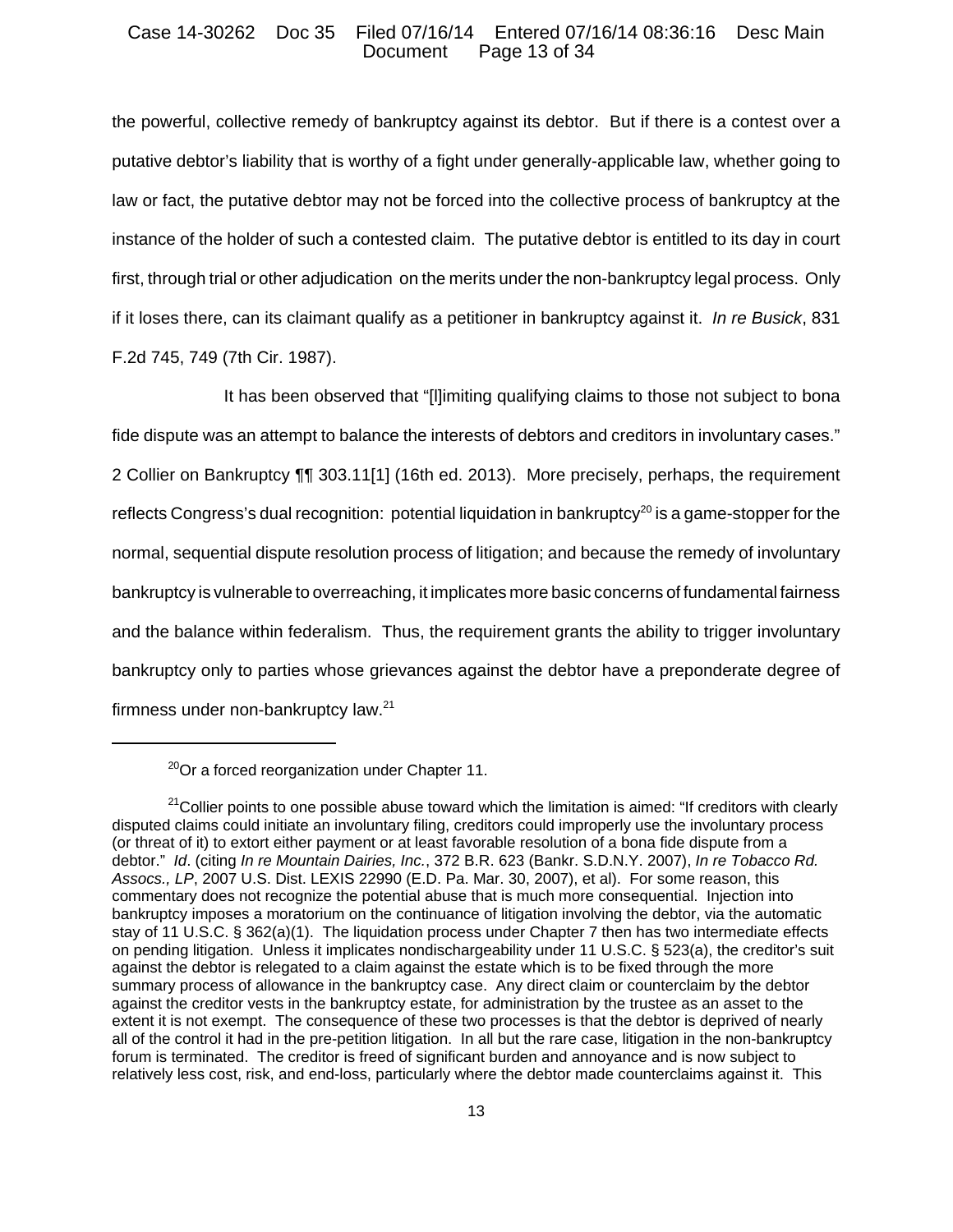the powerful, collective remedy of bankruptcy against its debtor. But if there is a contest over a putative debtor's liability that is worthy of a fight under generally-applicable law, whether going to law or fact, the putative debtor may not be forced into the collective process of bankruptcy at the instance of the holder of such a contested claim. The putative debtor is entitled to its day in court first, through trial or other adjudication on the merits under the non-bankruptcy legal process. Only if it loses there, can its claimant qualify as a petitioner in bankruptcy against it. *In re Busick*, 831 F.2d 745, 749 (7th Cir. 1987).

It has been observed that "[l]imiting qualifying claims to those not subject to bona fide dispute was an attempt to balance the interests of debtors and creditors in involuntary cases." 2 Collier on Bankruptcy ¶¶ 303.11[1] (16th ed. 2013). More precisely, perhaps, the requirement reflects Congress's dual recognition: potential liquidation in bankruptcy[20] is a game-stopper for the normal, sequential dispute resolution process of litigation; and because the remedy of involuntary bankruptcy is vulnerable to overreaching, it implicates more basic concerns of fundamental fairness and the balance within federalism. Thus, the requirement grants the ability to trigger involuntary bankruptcy only to parties whose grievances against the debtor have a preponderate degree of firmness under non-bankruptcy law.[21]

---

[20]Or a forced reorganization under Chapter 11.

[21]Collier points to one possible abuse toward which the limitation is aimed: "If creditors with clearly disputed claims could initiate an involuntary filing, creditors could improperly use the involuntary process (or threat of it) to extort either payment or at least favorable resolution of a bona fide dispute from a debtor." *Id*. (citing *In re Mountain Dairies, Inc.*, 372 B.R. 623 (Bankr. S.D.N.Y. 2007), *In re Tobacco Rd. Assocs., LP*, 2007 U.S. Dist. LEXIS 22990 (E.D. Pa. Mar. 30, 2007), et al). For some reason, this commentary does not recognize the potential abuse that is much more consequential. Injection into bankruptcy imposes a moratorium on the continuance of litigation involving the debtor, via the automatic stay of 11 U.S.C. § 362(a)(1). The liquidation process under Chapter 7 then has two intermediate effects on pending litigation. Unless it implicates nondischargeability under 11 U.S.C. § 523(a), the creditor's suit against the debtor is relegated to a claim against the estate which is to be fixed through the more summary process of allowance in the bankruptcy case. Any direct claim or counterclaim by the debtor against the creditor vests in the bankruptcy estate, for administration by the trustee as an asset to the extent it is not exempt. The consequence of these two processes is that the debtor is deprived of nearly all of the control it had in the pre-petition litigation. In all but the rare case, litigation in the non-bankruptcy forum is terminated. The creditor is freed of significant burden and annoyance and is now subject to relatively less cost, risk, and end-loss, particularly where the debtor made counterclaims against it. This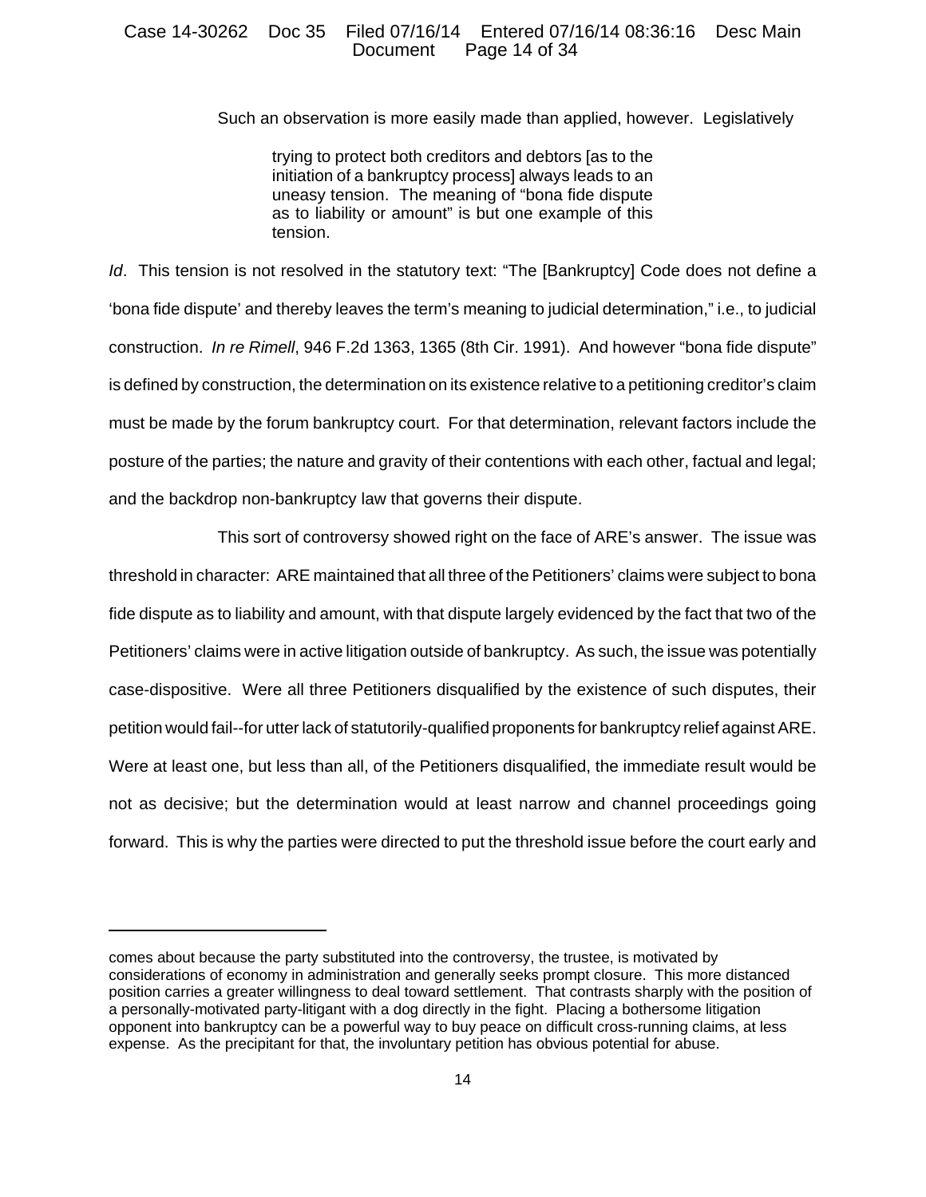Such an observation is more easily made than applied, however. Legislatively

> trying to protect both creditors and debtors [as to the initiation of a bankruptcy process] always leads to an uneasy tension. The meaning of "bona fide dispute as to liability or amount" is but one example of this tension.

*Id*. This tension is not resolved in the statutory text: "The [Bankruptcy] Code does not define a 'bona fide dispute' and thereby leaves the term's meaning to judicial determination," i.e., to judicial construction. *In re Rimell*, 946 F.2d 1363, 1365 (8th Cir. 1991). And however "bona fide dispute" is defined by construction, the determination on its existence relative to a petitioning creditor's claim must be made by the forum bankruptcy court. For that determination, relevant factors include the posture of the parties; the nature and gravity of their contentions with each other, factual and legal; and the backdrop non-bankruptcy law that governs their dispute.

This sort of controversy showed right on the face of ARE's answer. The issue was threshold in character: ARE maintained that all three of the Petitioners' claims were subject to bona fide dispute as to liability and amount, with that dispute largely evidenced by the fact that two of the Petitioners' claims were in active litigation outside of bankruptcy. As such, the issue was potentially case-dispositive. Were all three Petitioners disqualified by the existence of such disputes, their petition would fail--for utter lack of statutorily-qualified proponents for bankruptcy relief against ARE. Were at least one, but less than all, of the Petitioners disqualified, the immediate result would be not as decisive; but the determination would at least narrow and channel proceedings going forward. This is why the parties were directed to put the threshold issue before the court early and

---

comes about because the party substituted into the controversy, the trustee, is motivated by considerations of economy in administration and generally seeks prompt closure. This more distanced position carries a greater willingness to deal toward settlement. That contrasts sharply with the position of a personally-motivated party-litigant with a dog directly in the fight. Placing a bothersome litigation opponent into bankruptcy can be a powerful way to buy peace on difficult cross-running claims, at less expense. As the precipitant for that, the involuntary petition has obvious potential for abuse.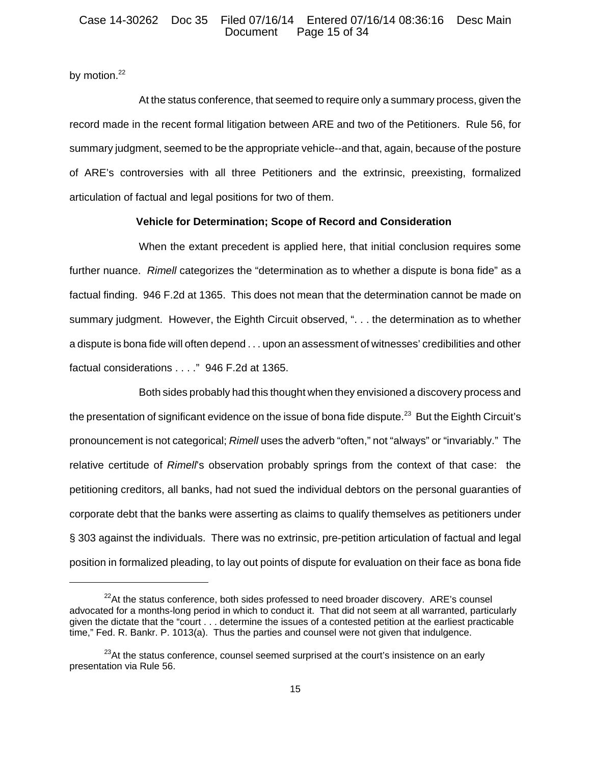by motion.[22]

At the status conference, that seemed to require only a summary process, given the record made in the recent formal litigation between ARE and two of the Petitioners. Rule 56, for summary judgment, seemed to be the appropriate vehicle--and that, again, because of the posture of ARE's controversies with all three Petitioners and the extrinsic, preexisting, formalized articulation of factual and legal positions for two of them.

**Vehicle for Determination; Scope of Record and Consideration**

When the extant precedent is applied here, that initial conclusion requires some further nuance. *Rimell* categorizes the "determination as to whether a dispute is bona fide" as a factual finding. 946 F.2d at 1365. This does not mean that the determination cannot be made on summary judgment. However, the Eighth Circuit observed, ". . . the determination as to whether a dispute is bona fide will often depend . . . upon an assessment of witnesses' credibilities and other factual considerations . . . ." 946 F.2d at 1365.

Both sides probably had this thought when they envisioned a discovery process and the presentation of significant evidence on the issue of bona fide dispute.[23] But the Eighth Circuit's pronouncement is not categorical; *Rimell* uses the adverb "often," not "always" or "invariably." The relative certitude of *Rimell*'s observation probably springs from the context of that case: the petitioning creditors, all banks, had not sued the individual debtors on the personal guaranties of corporate debt that the banks were asserting as claims to qualify themselves as petitioners under § 303 against the individuals. There was no extrinsic, pre-petition articulation of factual and legal position in formalized pleading, to lay out points of dispute for evaluation on their face as bona fide

---

[22] At the status conference, both sides professed to need broader discovery. ARE's counsel advocated for a months-long period in which to conduct it. That did not seem at all warranted, particularly given the dictate that the "court . . . determine the issues of a contested petition at the earliest practicable time," Fed. R. Bankr. P. 1013(a). Thus the parties and counsel were not given that indulgence.

[23] At the status conference, counsel seemed surprised at the court's insistence on an early presentation via Rule 56.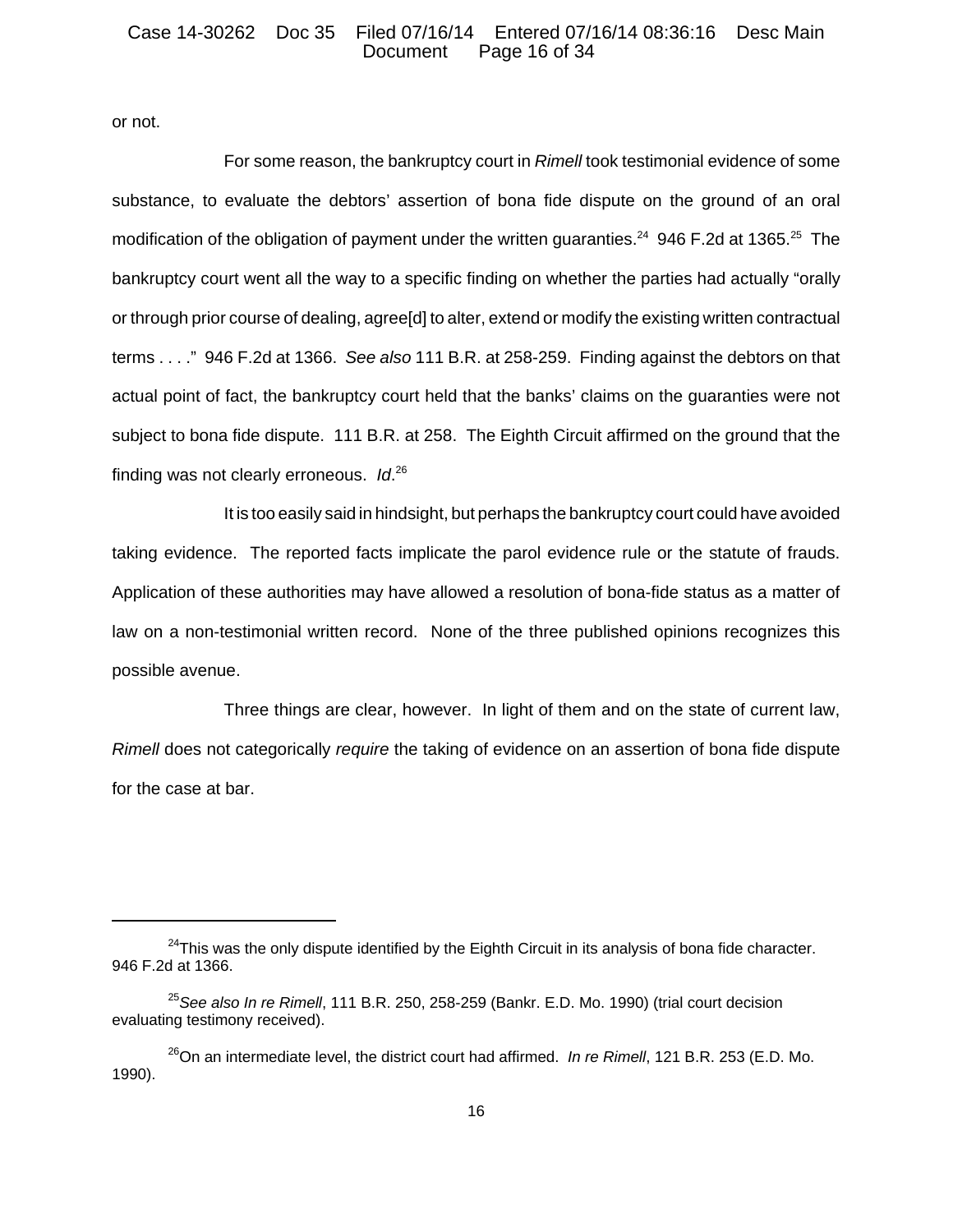or not.

For some reason, the bankruptcy court in *Rimell* took testimonial evidence of some substance, to evaluate the debtors' assertion of bona fide dispute on the ground of an oral modification of the obligation of payment under the written guaranties.[24] 946 F.2d at 1365.[25] The bankruptcy court went all the way to a specific finding on whether the parties had actually "orally or through prior course of dealing, agree[d] to alter, extend or modify the existing written contractual terms . . . ." 946 F.2d at 1366. *See also* 111 B.R. at 258-259. Finding against the debtors on that actual point of fact, the bankruptcy court held that the banks' claims on the guaranties were not subject to bona fide dispute. 111 B.R. at 258. The Eighth Circuit affirmed on the ground that the finding was not clearly erroneous. *Id*.[26]

It is too easily said in hindsight, but perhaps the bankruptcy court could have avoided taking evidence. The reported facts implicate the parol evidence rule or the statute of frauds. Application of these authorities may have allowed a resolution of bona-fide status as a matter of law on a non-testimonial written record. None of the three published opinions recognizes this possible avenue.

Three things are clear, however. In light of them and on the state of current law, *Rimell* does not categorically *require* the taking of evidence on an assertion of bona fide dispute for the case at bar.

---

[24]This was the only dispute identified by the Eighth Circuit in its analysis of bona fide character. 946 F.2d at 1366.

[25]*See also In re Rimell*, 111 B.R. 250, 258-259 (Bankr. E.D. Mo. 1990) (trial court decision evaluating testimony received).

[26]On an intermediate level, the district court had affirmed. *In re Rimell*, 121 B.R. 253 (E.D. Mo. 1990).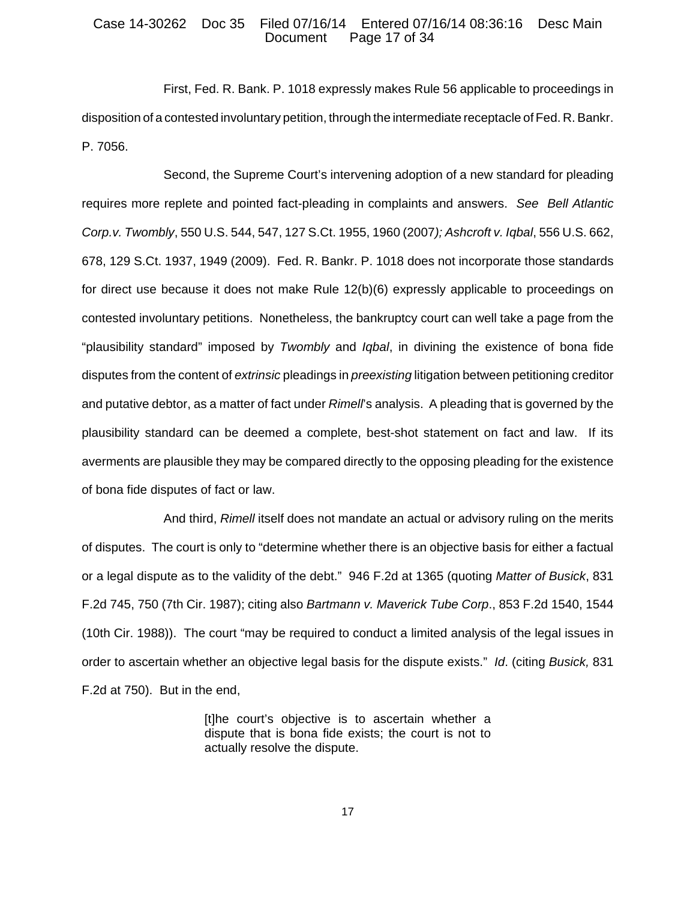First, Fed. R. Bank. P. 1018 expressly makes Rule 56 applicable to proceedings in disposition of a contested involuntary petition, through the intermediate receptacle of Fed. R. Bankr. P. 7056.

Second, the Supreme Court's intervening adoption of a new standard for pleading requires more replete and pointed fact-pleading in complaints and answers. *See Bell Atlantic Corp.v. Twombly*, 550 U.S. 544, 547, 127 S.Ct. 1955, 1960 (2007*); Ashcroft v. Iqbal*, 556 U.S. 662, 678, 129 S.Ct. 1937, 1949 (2009). Fed. R. Bankr. P. 1018 does not incorporate those standards for direct use because it does not make Rule 12(b)(6) expressly applicable to proceedings on contested involuntary petitions. Nonetheless, the bankruptcy court can well take a page from the "plausibility standard" imposed by *Twombly* and *Iqbal*, in divining the existence of bona fide disputes from the content of *extrinsic* pleadings in *preexisting* litigation between petitioning creditor and putative debtor, as a matter of fact under *Rimell*'s analysis. A pleading that is governed by the plausibility standard can be deemed a complete, best-shot statement on fact and law. If its averments are plausible they may be compared directly to the opposing pleading for the existence of bona fide disputes of fact or law.

And third, *Rimell* itself does not mandate an actual or advisory ruling on the merits of disputes. The court is only to "determine whether there is an objective basis for either a factual or a legal dispute as to the validity of the debt." 946 F.2d at 1365 (quoting *Matter of Busick*, 831 F.2d 745, 750 (7th Cir. 1987); citing also *Bartmann v. Maverick Tube Corp*., 853 F.2d 1540, 1544 (10th Cir. 1988)). The court "may be required to conduct a limited analysis of the legal issues in order to ascertain whether an objective legal basis for the dispute exists." *Id*. (citing *Busick,* 831 F.2d at 750). But in the end,

> [t]he court's objective is to ascertain whether a dispute that is bona fide exists; the court is not to actually resolve the dispute.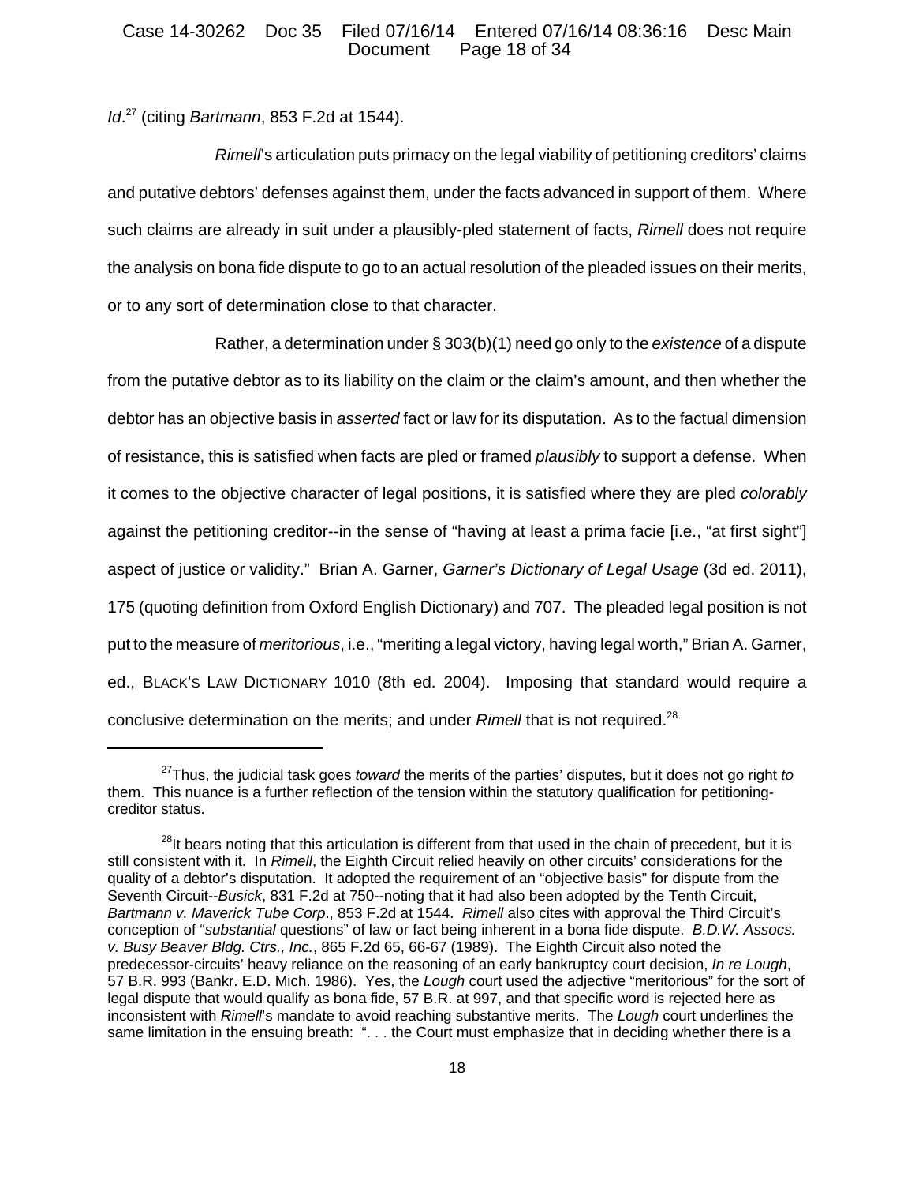*Id*.[27] (citing *Bartmann*, 853 F.2d at 1544).

*Rimell*'s articulation puts primacy on the legal viability of petitioning creditors' claims and putative debtors' defenses against them, under the facts advanced in support of them. Where such claims are already in suit under a plausibly-pled statement of facts, *Rimell* does not require the analysis on bona fide dispute to go to an actual resolution of the pleaded issues on their merits, or to any sort of determination close to that character.

Rather, a determination under § 303(b)(1) need go only to the *existence* of a dispute from the putative debtor as to its liability on the claim or the claim's amount, and then whether the debtor has an objective basis in *asserted* fact or law for its disputation. As to the factual dimension of resistance, this is satisfied when facts are pled or framed *plausibly* to support a defense. When it comes to the objective character of legal positions, it is satisfied where they are pled *colorably* against the petitioning creditor--in the sense of "having at least a prima facie [i.e., "at first sight"] aspect of justice or validity." Brian A. Garner, *Garner's Dictionary of Legal Usage* (3d ed. 2011), 175 (quoting definition from Oxford English Dictionary) and 707. The pleaded legal position is not put to the measure of *meritorious*, i.e., "meriting a legal victory, having legal worth," Brian A. Garner, ed., BLACK'S LAW DICTIONARY 1010 (8th ed. 2004). Imposing that standard would require a conclusive determination on the merits; and under *Rimell* that is not required.[28]

---

[27] Thus, the judicial task goes *toward* the merits of the parties' disputes, but it does not go right *to* them. This nuance is a further reflection of the tension within the statutory qualification for petitioning-creditor status.

[28] It bears noting that this articulation is different from that used in the chain of precedent, but it is still consistent with it. In *Rimell*, the Eighth Circuit relied heavily on other circuits' considerations for the quality of a debtor's disputation. It adopted the requirement of an "objective basis" for dispute from the Seventh Circuit--*Busick*, 831 F.2d at 750--noting that it had also been adopted by the Tenth Circuit, *Bartmann v. Maverick Tube Corp*., 853 F.2d at 1544. *Rimell* also cites with approval the Third Circuit's conception of "*substantial* questions" of law or fact being inherent in a bona fide dispute. *B.D.W. Assocs. v. Busy Beaver Bldg. Ctrs., Inc.*, 865 F.2d 65, 66-67 (1989). The Eighth Circuit also noted the predecessor-circuits' heavy reliance on the reasoning of an early bankruptcy court decision, *In re Lough*, 57 B.R. 993 (Bankr. E.D. Mich. 1986). Yes, the *Lough* court used the adjective "meritorious" for the sort of legal dispute that would qualify as bona fide, 57 B.R. at 997, and that specific word is rejected here as inconsistent with *Rimell*'s mandate to avoid reaching substantive merits. The *Lough* court underlines the same limitation in the ensuing breath: ". . . the Court must emphasize that in deciding whether there is a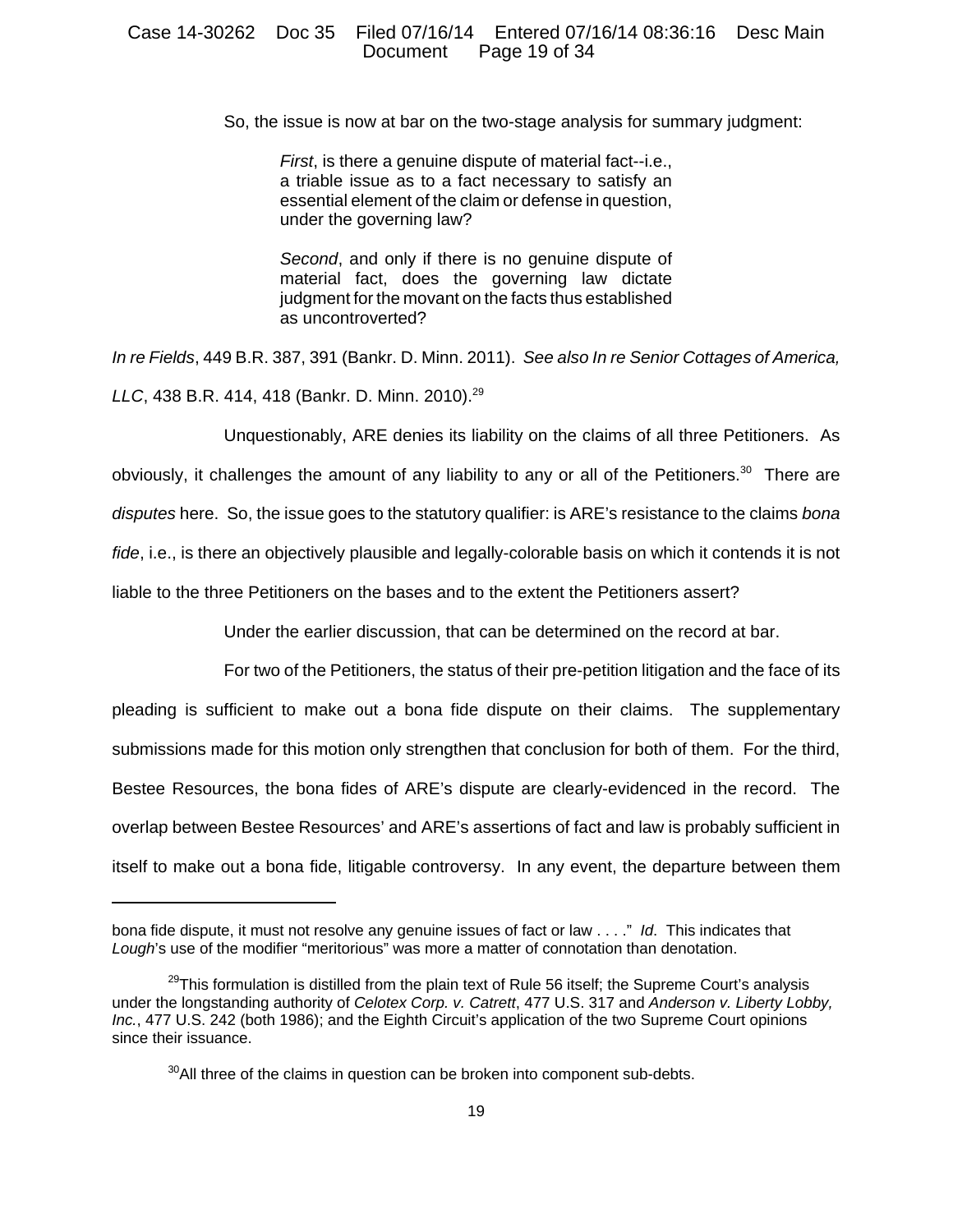So, the issue is now at bar on the two-stage analysis for summary judgment:

> *First*, is there a genuine dispute of material fact--i.e., a triable issue as to a fact necessary to satisfy an essential element of the claim or defense in question, under the governing law?
>
> *Second*, and only if there is no genuine dispute of material fact, does the governing law dictate judgment for the movant on the facts thus established as uncontroverted?

*In re Fields*, 449 B.R. 387, 391 (Bankr. D. Minn. 2011). *See also In re Senior Cottages of America, LLC*, 438 B.R. 414, 418 (Bankr. D. Minn. 2010).[29]

Unquestionably, ARE denies its liability on the claims of all three Petitioners. As obviously, it challenges the amount of any liability to any or all of the Petitioners.[30] There are *disputes* here. So, the issue goes to the statutory qualifier: is ARE's resistance to the claims *bona fide*, i.e., is there an objectively plausible and legally-colorable basis on which it contends it is not liable to the three Petitioners on the bases and to the extent the Petitioners assert?

Under the earlier discussion, that can be determined on the record at bar.

For two of the Petitioners, the status of their pre-petition litigation and the face of its pleading is sufficient to make out a bona fide dispute on their claims. The supplementary submissions made for this motion only strengthen that conclusion for both of them. For the third, Bestee Resources, the bona fides of ARE's dispute are clearly-evidenced in the record. The overlap between Bestee Resources' and ARE's assertions of fact and law is probably sufficient in itself to make out a bona fide, litigable controversy. In any event, the departure between them

---

bona fide dispute, it must not resolve any genuine issues of fact or law . . . ." *Id*. This indicates that *Lough*'s use of the modifier "meritorious" was more a matter of connotation than denotation.

[29]This formulation is distilled from the plain text of Rule 56 itself; the Supreme Court's analysis under the longstanding authority of *Celotex Corp. v. Catrett*, 477 U.S. 317 and *Anderson v. Liberty Lobby, Inc.*, 477 U.S. 242 (both 1986); and the Eighth Circuit's application of the two Supreme Court opinions since their issuance.

[30]All three of the claims in question can be broken into component sub-debts.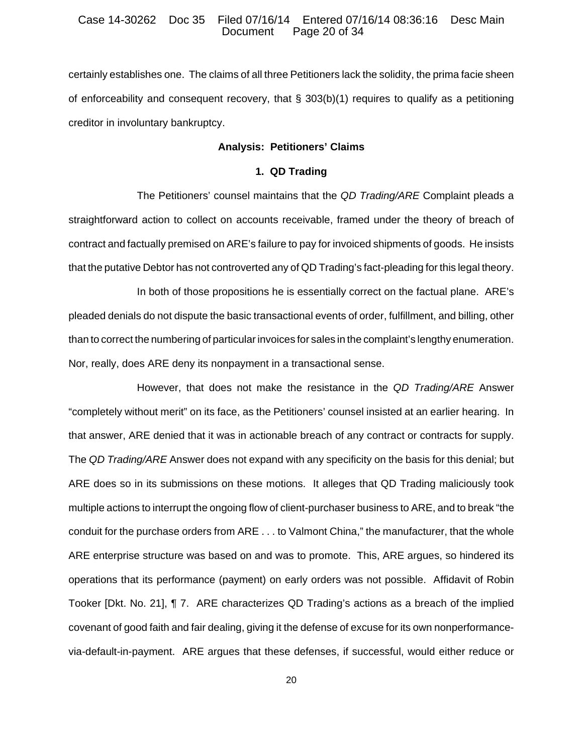certainly establishes one. The claims of all three Petitioners lack the solidity, the prima facie sheen of enforceability and consequent recovery, that § 303(b)(1) requires to qualify as a petitioning creditor in involuntary bankruptcy.

**Analysis: Petitioners' Claims**

**1. QD Trading**

The Petitioners' counsel maintains that the *QD Trading/ARE* Complaint pleads a straightforward action to collect on accounts receivable, framed under the theory of breach of contract and factually premised on ARE's failure to pay for invoiced shipments of goods. He insists that the putative Debtor has not controverted any of QD Trading's fact-pleading for this legal theory.

In both of those propositions he is essentially correct on the factual plane. ARE's pleaded denials do not dispute the basic transactional events of order, fulfillment, and billing, other than to correct the numbering of particular invoices for sales in the complaint's lengthy enumeration. Nor, really, does ARE deny its nonpayment in a transactional sense.

However, that does not make the resistance in the *QD Trading/ARE* Answer "completely without merit" on its face, as the Petitioners' counsel insisted at an earlier hearing. In that answer, ARE denied that it was in actionable breach of any contract or contracts for supply. The *QD Trading/ARE* Answer does not expand with any specificity on the basis for this denial; but ARE does so in its submissions on these motions. It alleges that QD Trading maliciously took multiple actions to interrupt the ongoing flow of client-purchaser business to ARE, and to break "the conduit for the purchase orders from ARE . . . to Valmont China," the manufacturer, that the whole ARE enterprise structure was based on and was to promote. This, ARE argues, so hindered its operations that its performance (payment) on early orders was not possible. Affidavit of Robin Tooker [Dkt. No. 21], ¶ 7. ARE characterizes QD Trading's actions as a breach of the implied covenant of good faith and fair dealing, giving it the defense of excuse for its own nonperformance-via-default-in-payment. ARE argues that these defenses, if successful, would either reduce or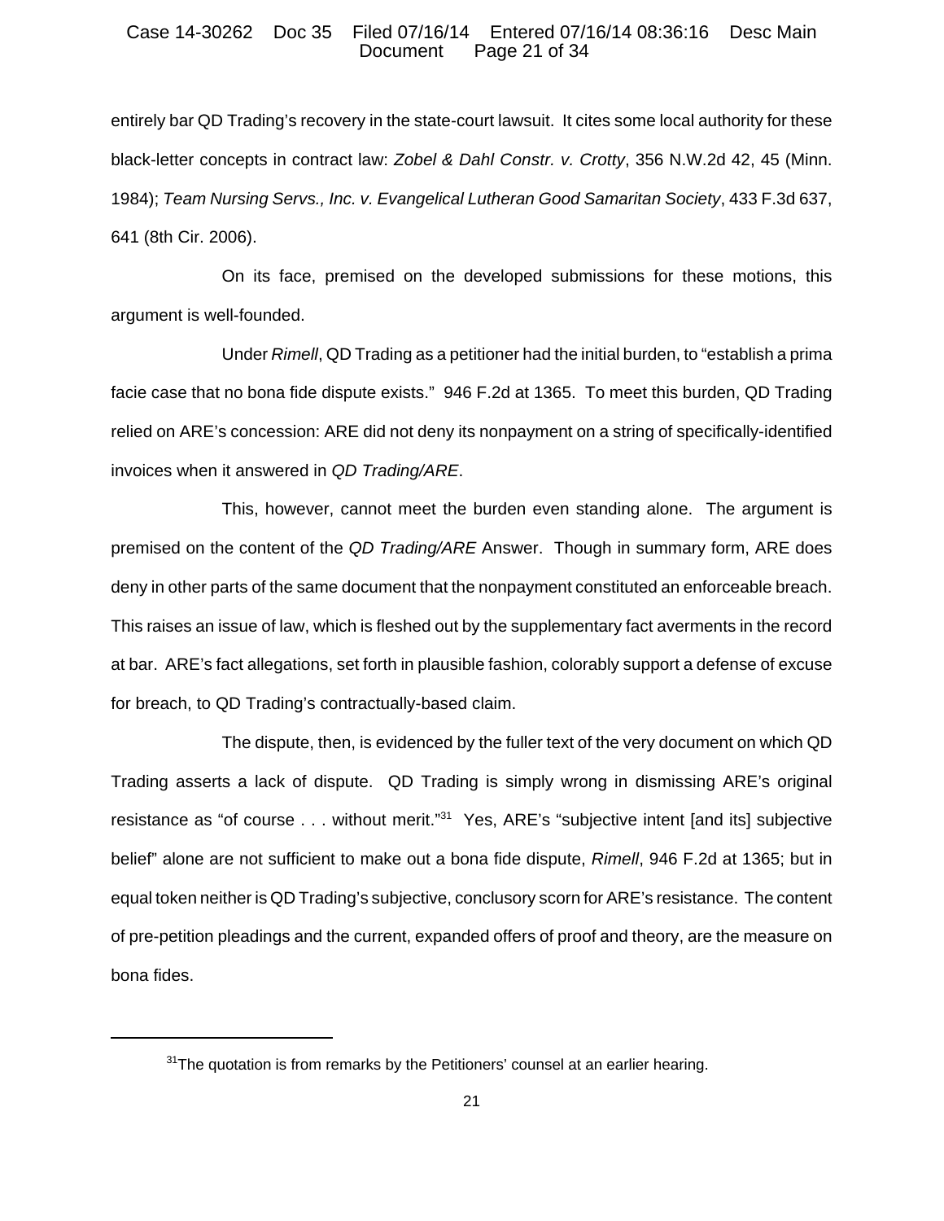entirely bar QD Trading's recovery in the state-court lawsuit. It cites some local authority for these black-letter concepts in contract law: *Zobel & Dahl Constr. v. Crotty*, 356 N.W.2d 42, 45 (Minn. 1984); *Team Nursing Servs., Inc. v. Evangelical Lutheran Good Samaritan Society*, 433 F.3d 637, 641 (8th Cir. 2006).

On its face, premised on the developed submissions for these motions, this argument is well-founded.

Under *Rimell*, QD Trading as a petitioner had the initial burden, to "establish a prima facie case that no bona fide dispute exists." 946 F.2d at 1365. To meet this burden, QD Trading relied on ARE's concession: ARE did not deny its nonpayment on a string of specifically-identified invoices when it answered in *QD Trading/ARE*.

This, however, cannot meet the burden even standing alone. The argument is premised on the content of the *QD Trading/ARE* Answer. Though in summary form, ARE does deny in other parts of the same document that the nonpayment constituted an enforceable breach. This raises an issue of law, which is fleshed out by the supplementary fact averments in the record at bar. ARE's fact allegations, set forth in plausible fashion, colorably support a defense of excuse for breach, to QD Trading's contractually-based claim.

The dispute, then, is evidenced by the fuller text of the very document on which QD Trading asserts a lack of dispute. QD Trading is simply wrong in dismissing ARE's original resistance as "of course . . . without merit."[31] Yes, ARE's "subjective intent [and its] subjective belief" alone are not sufficient to make out a bona fide dispute, *Rimell*, 946 F.2d at 1365; but in equal token neither is QD Trading's subjective, conclusory scorn for ARE's resistance. The content of pre-petition pleadings and the current, expanded offers of proof and theory, are the measure on bona fides.

---

[31] The quotation is from remarks by the Petitioners' counsel at an earlier hearing.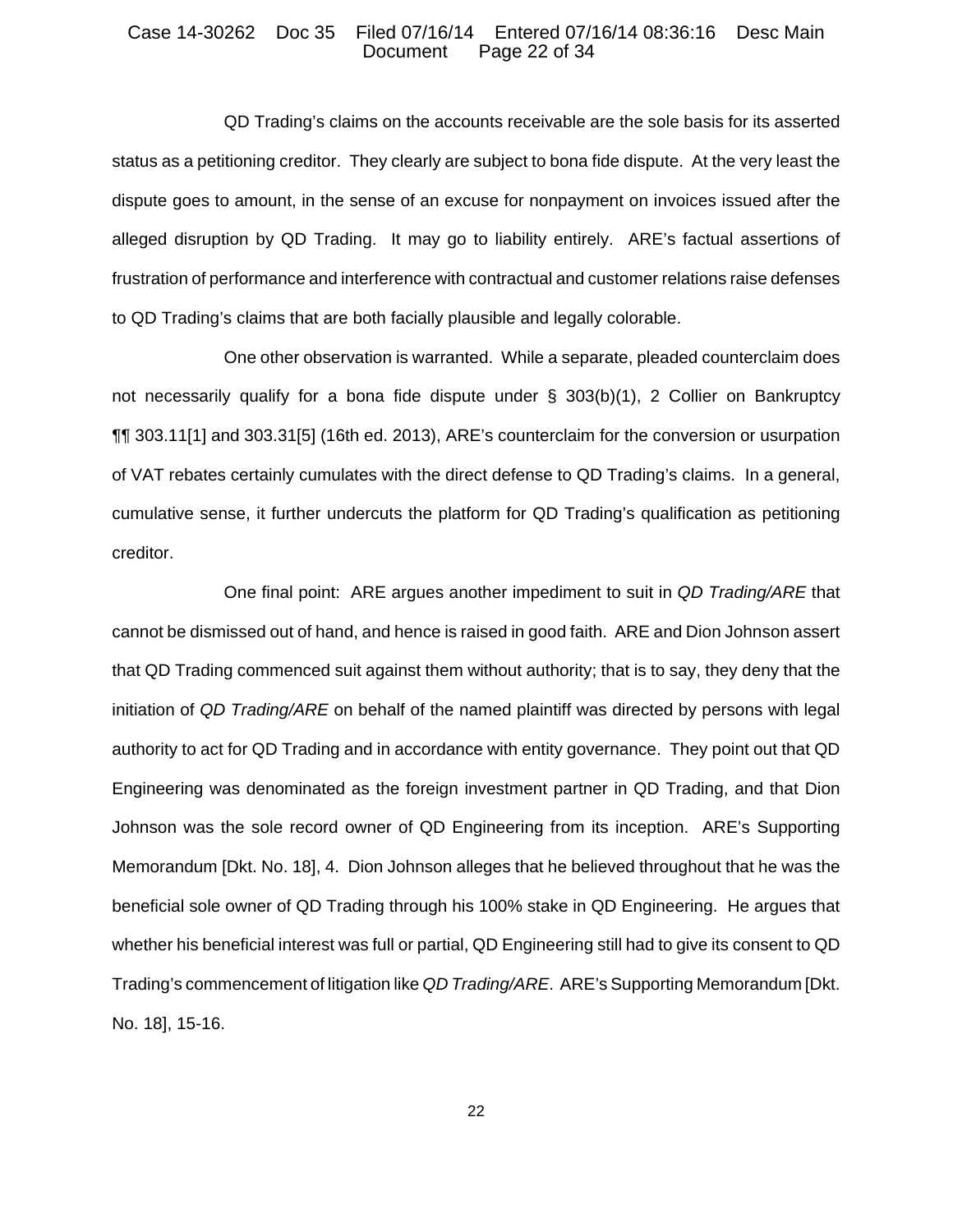QD Trading's claims on the accounts receivable are the sole basis for its asserted status as a petitioning creditor. They clearly are subject to bona fide dispute. At the very least the dispute goes to amount, in the sense of an excuse for nonpayment on invoices issued after the alleged disruption by QD Trading. It may go to liability entirely. ARE's factual assertions of frustration of performance and interference with contractual and customer relations raise defenses to QD Trading's claims that are both facially plausible and legally colorable.

One other observation is warranted. While a separate, pleaded counterclaim does not necessarily qualify for a bona fide dispute under § 303(b)(1), 2 Collier on Bankruptcy ¶¶ 303.11[1] and 303.31[5] (16th ed. 2013), ARE's counterclaim for the conversion or usurpation of VAT rebates certainly cumulates with the direct defense to QD Trading's claims. In a general, cumulative sense, it further undercuts the platform for QD Trading's qualification as petitioning creditor.

One final point: ARE argues another impediment to suit in *QD Trading/ARE* that cannot be dismissed out of hand, and hence is raised in good faith. ARE and Dion Johnson assert that QD Trading commenced suit against them without authority; that is to say, they deny that the initiation of *QD Trading/ARE* on behalf of the named plaintiff was directed by persons with legal authority to act for QD Trading and in accordance with entity governance. They point out that QD Engineering was denominated as the foreign investment partner in QD Trading, and that Dion Johnson was the sole record owner of QD Engineering from its inception. ARE's Supporting Memorandum [Dkt. No. 18], 4. Dion Johnson alleges that he believed throughout that he was the beneficial sole owner of QD Trading through his 100% stake in QD Engineering. He argues that whether his beneficial interest was full or partial, QD Engineering still had to give its consent to QD Trading's commencement of litigation like *QD Trading/ARE*. ARE's Supporting Memorandum [Dkt. No. 18], 15-16.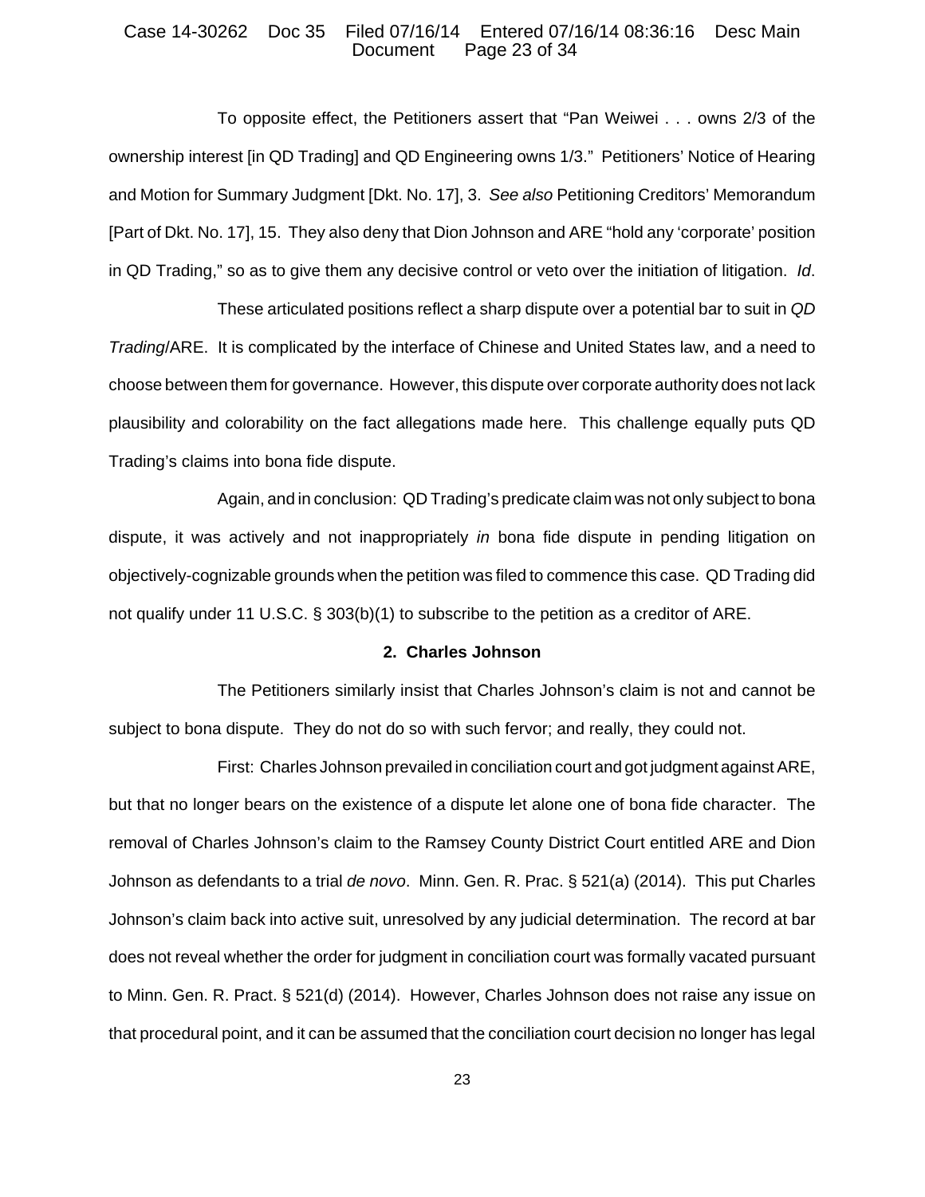To opposite effect, the Petitioners assert that "Pan Weiwei . . . owns 2/3 of the ownership interest [in QD Trading] and QD Engineering owns 1/3." Petitioners' Notice of Hearing and Motion for Summary Judgment [Dkt. No. 17], 3. *See also* Petitioning Creditors' Memorandum [Part of Dkt. No. 17], 15. They also deny that Dion Johnson and ARE "hold any 'corporate' position in QD Trading," so as to give them any decisive control or veto over the initiation of litigation. *Id*.

These articulated positions reflect a sharp dispute over a potential bar to suit in *QD Trading*/ARE. It is complicated by the interface of Chinese and United States law, and a need to choose between them for governance. However, this dispute over corporate authority does not lack plausibility and colorability on the fact allegations made here. This challenge equally puts QD Trading's claims into bona fide dispute.

Again, and in conclusion: QD Trading's predicate claim was not only subject to bona dispute, it was actively and not inappropriately *in* bona fide dispute in pending litigation on objectively-cognizable grounds when the petition was filed to commence this case. QD Trading did not qualify under 11 U.S.C. § 303(b)(1) to subscribe to the petition as a creditor of ARE.

**2. Charles Johnson**

The Petitioners similarly insist that Charles Johnson's claim is not and cannot be subject to bona dispute. They do not do so with such fervor; and really, they could not.

First: Charles Johnson prevailed in conciliation court and got judgment against ARE, but that no longer bears on the existence of a dispute let alone one of bona fide character. The removal of Charles Johnson's claim to the Ramsey County District Court entitled ARE and Dion Johnson as defendants to a trial *de novo*. Minn. Gen. R. Prac. § 521(a) (2014). This put Charles Johnson's claim back into active suit, unresolved by any judicial determination. The record at bar does not reveal whether the order for judgment in conciliation court was formally vacated pursuant to Minn. Gen. R. Pract. § 521(d) (2014). However, Charles Johnson does not raise any issue on that procedural point, and it can be assumed that the conciliation court decision no longer has legal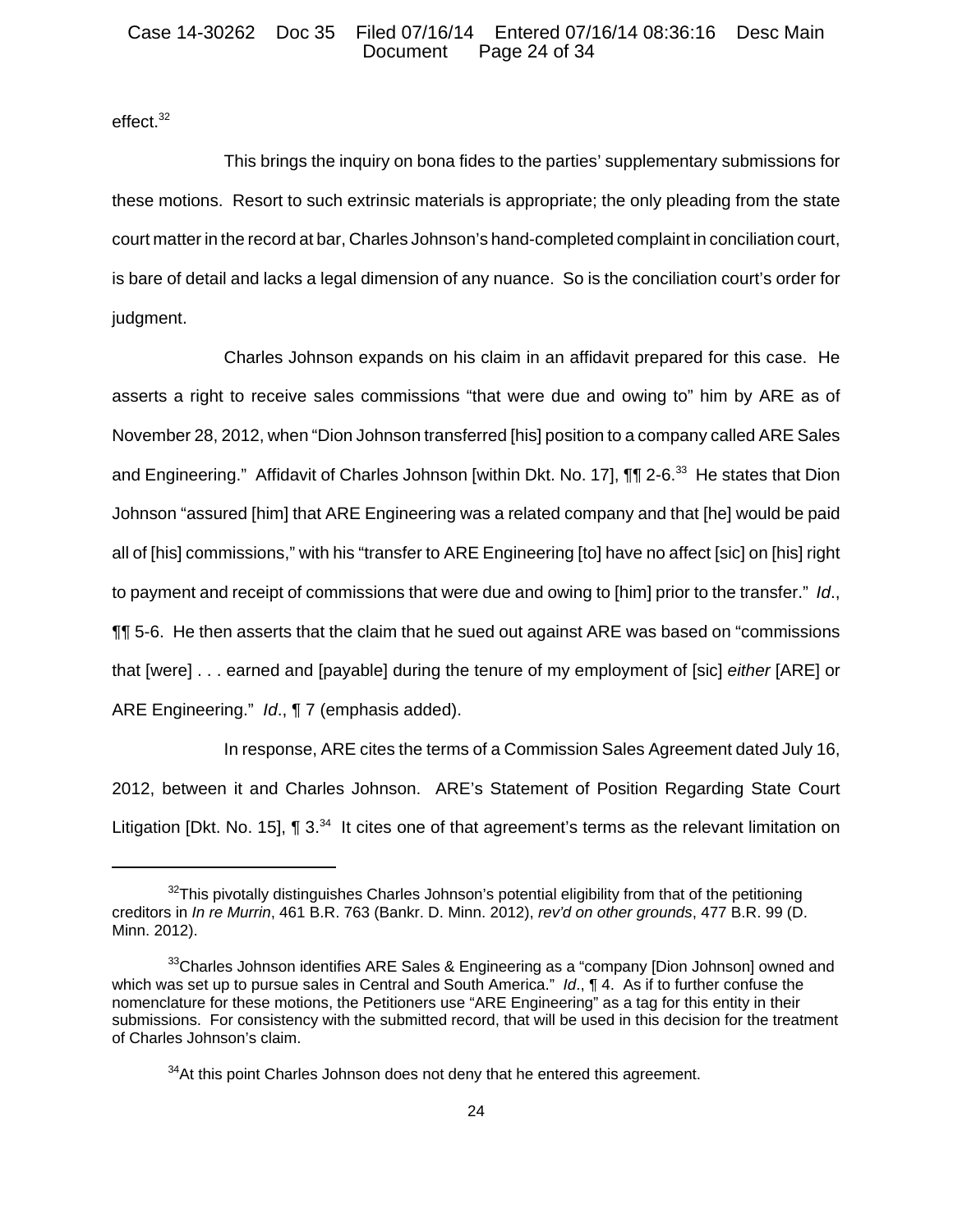effect.[32]

This brings the inquiry on bona fides to the parties' supplementary submissions for these motions. Resort to such extrinsic materials is appropriate; the only pleading from the state court matter in the record at bar, Charles Johnson's hand-completed complaint in conciliation court, is bare of detail and lacks a legal dimension of any nuance. So is the conciliation court's order for judgment.

Charles Johnson expands on his claim in an affidavit prepared for this case. He asserts a right to receive sales commissions "that were due and owing to" him by ARE as of November 28, 2012, when "Dion Johnson transferred [his] position to a company called ARE Sales and Engineering." Affidavit of Charles Johnson [within Dkt. No. 17], ¶¶ 2-6.[33] He states that Dion Johnson "assured [him] that ARE Engineering was a related company and that [he] would be paid all of [his] commissions," with his "transfer to ARE Engineering [to] have no affect [sic] on [his] right to payment and receipt of commissions that were due and owing to [him] prior to the transfer." *Id*., ¶¶ 5-6. He then asserts that the claim that he sued out against ARE was based on "commissions that [were] . . . earned and [payable] during the tenure of my employment of [sic] *either* [ARE] or ARE Engineering." *Id*., ¶ 7 (emphasis added).

In response, ARE cites the terms of a Commission Sales Agreement dated July 16, 2012, between it and Charles Johnson. ARE's Statement of Position Regarding State Court Litigation [Dkt. No. 15], ¶ 3.[34] It cites one of that agreement's terms as the relevant limitation on

---

[32]This pivotally distinguishes Charles Johnson's potential eligibility from that of the petitioning creditors in *In re Murrin*, 461 B.R. 763 (Bankr. D. Minn. 2012), *rev'd on other grounds*, 477 B.R. 99 (D. Minn. 2012).

[33]Charles Johnson identifies ARE Sales & Engineering as a "company [Dion Johnson] owned and which was set up to pursue sales in Central and South America." *Id*., ¶ 4. As if to further confuse the nomenclature for these motions, the Petitioners use "ARE Engineering" as a tag for this entity in their submissions. For consistency with the submitted record, that will be used in this decision for the treatment of Charles Johnson's claim.

[34]At this point Charles Johnson does not deny that he entered this agreement.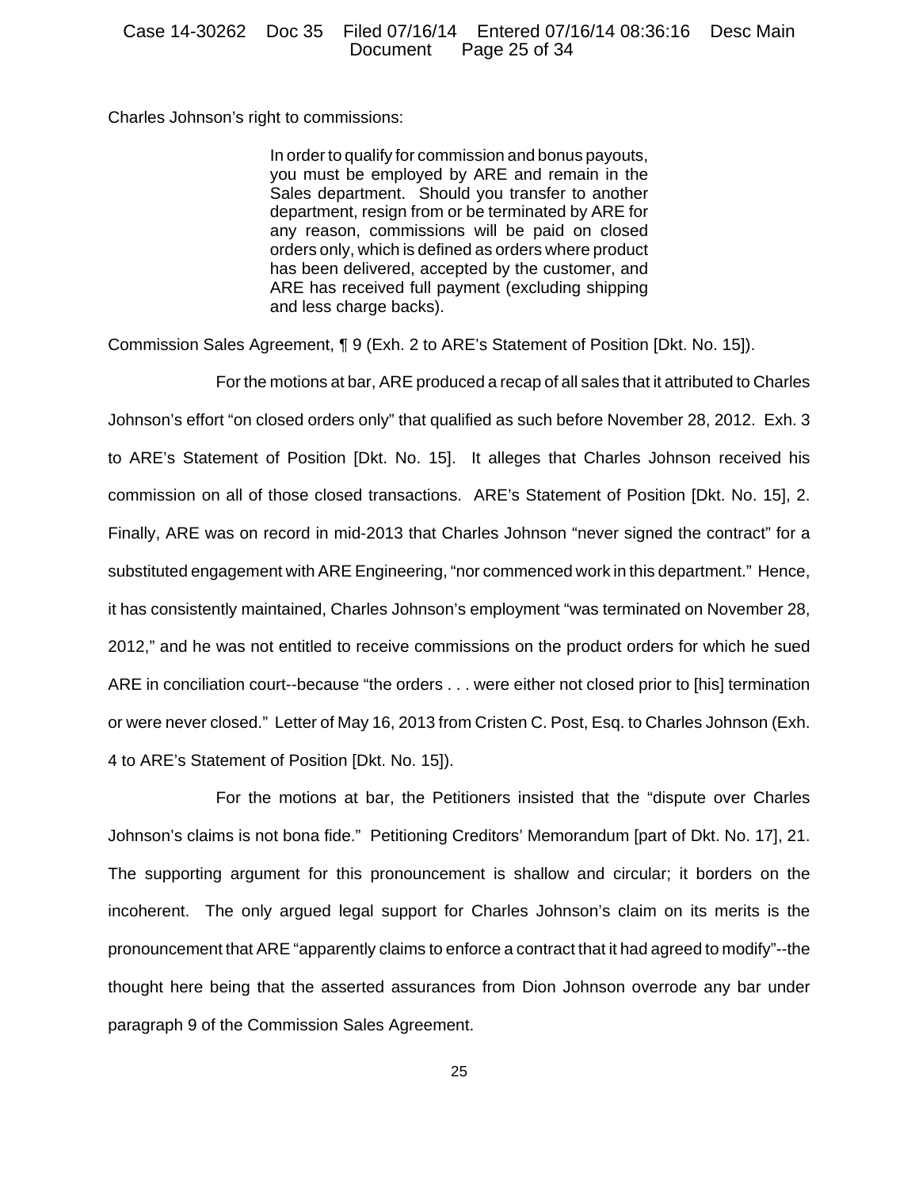Charles Johnson's right to commissions:

> In order to qualify for commission and bonus payouts, you must be employed by ARE and remain in the Sales department. Should you transfer to another department, resign from or be terminated by ARE for any reason, commissions will be paid on closed orders only, which is defined as orders where product has been delivered, accepted by the customer, and ARE has received full payment (excluding shipping and less charge backs).

Commission Sales Agreement, ¶ 9 (Exh. 2 to ARE's Statement of Position [Dkt. No. 15]).

For the motions at bar, ARE produced a recap of all sales that it attributed to Charles Johnson's effort "on closed orders only" that qualified as such before November 28, 2012. Exh. 3 to ARE's Statement of Position [Dkt. No. 15]. It alleges that Charles Johnson received his commission on all of those closed transactions. ARE's Statement of Position [Dkt. No. 15], 2. Finally, ARE was on record in mid-2013 that Charles Johnson "never signed the contract" for a substituted engagement with ARE Engineering, "nor commenced work in this department." Hence, it has consistently maintained, Charles Johnson's employment "was terminated on November 28, 2012," and he was not entitled to receive commissions on the product orders for which he sued ARE in conciliation court--because "the orders . . . were either not closed prior to [his] termination or were never closed." Letter of May 16, 2013 from Cristen C. Post, Esq. to Charles Johnson (Exh. 4 to ARE's Statement of Position [Dkt. No. 15]).

For the motions at bar, the Petitioners insisted that the "dispute over Charles Johnson's claims is not bona fide." Petitioning Creditors' Memorandum [part of Dkt. No. 17], 21. The supporting argument for this pronouncement is shallow and circular; it borders on the incoherent. The only argued legal support for Charles Johnson's claim on its merits is the pronouncement that ARE "apparently claims to enforce a contract that it had agreed to modify"--the thought here being that the asserted assurances from Dion Johnson overrode any bar under paragraph 9 of the Commission Sales Agreement.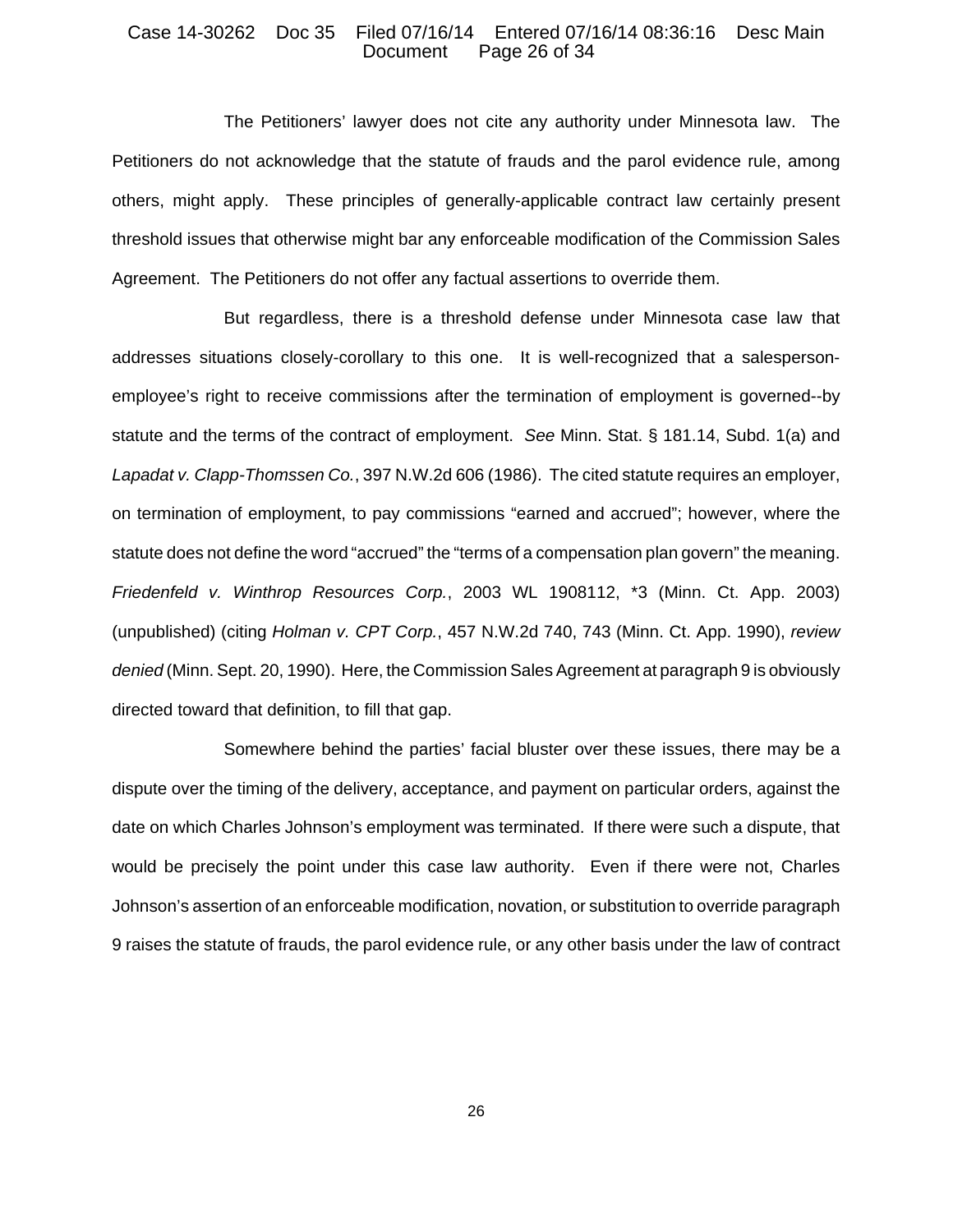The Petitioners' lawyer does not cite any authority under Minnesota law. The Petitioners do not acknowledge that the statute of frauds and the parol evidence rule, among others, might apply. These principles of generally-applicable contract law certainly present threshold issues that otherwise might bar any enforceable modification of the Commission Sales Agreement. The Petitioners do not offer any factual assertions to override them.

But regardless, there is a threshold defense under Minnesota case law that addresses situations closely-corollary to this one. It is well-recognized that a salesperson-employee's right to receive commissions after the termination of employment is governed--by statute and the terms of the contract of employment. *See* Minn. Stat. § 181.14, Subd. 1(a) and *Lapadat v. Clapp-Thomssen Co.*, 397 N.W.2d 606 (1986). The cited statute requires an employer, on termination of employment, to pay commissions "earned and accrued"; however, where the statute does not define the word "accrued" the "terms of a compensation plan govern" the meaning. *Friedenfeld v. Winthrop Resources Corp.*, 2003 WL 1908112, *3 (Minn. Ct. App. 2003) (unpublished) (citing *Holman v. CPT Corp.*, 457 N.W.2d 740, 743 (Minn. Ct. App. 1990), *review denied* (Minn. Sept. 20, 1990). Here, the Commission Sales Agreement at paragraph 9 is obviously directed toward that definition, to fill that gap.

Somewhere behind the parties' facial bluster over these issues, there may be a dispute over the timing of the delivery, acceptance, and payment on particular orders, against the date on which Charles Johnson's employment was terminated. If there were such a dispute, that would be precisely the point under this case law authority. Even if there were not, Charles Johnson's assertion of an enforceable modification, novation, or substitution to override paragraph 9 raises the statute of frauds, the parol evidence rule, or any other basis under the law of contract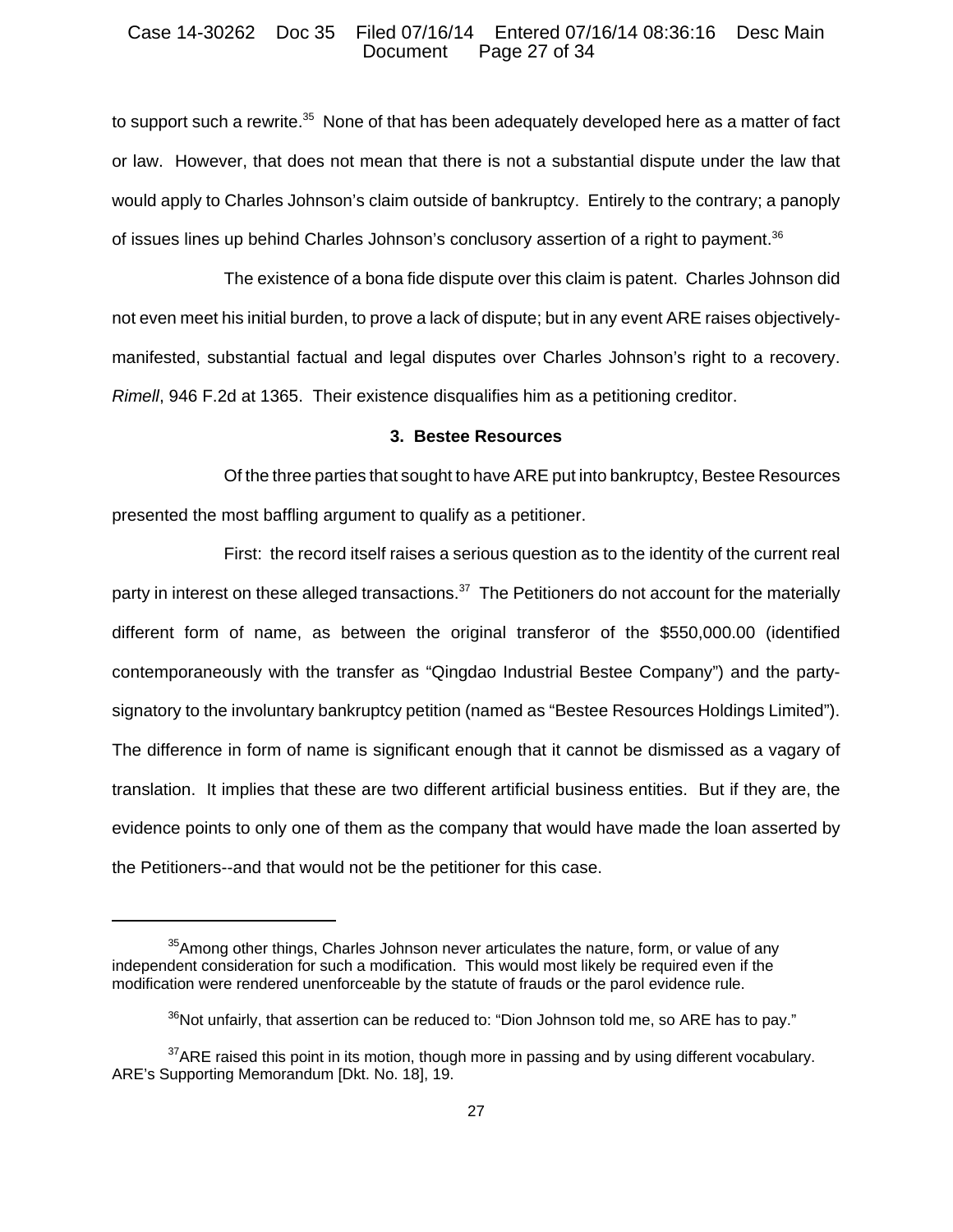to support such a rewrite.[35] None of that has been adequately developed here as a matter of fact or law. However, that does not mean that there is not a substantial dispute under the law that would apply to Charles Johnson's claim outside of bankruptcy. Entirely to the contrary; a panoply of issues lines up behind Charles Johnson's conclusory assertion of a right to payment.[36]

The existence of a bona fide dispute over this claim is patent. Charles Johnson did not even meet his initial burden, to prove a lack of dispute; but in any event ARE raises objectively-manifested, substantial factual and legal disputes over Charles Johnson's right to a recovery. *Rimell*, 946 F.2d at 1365. Their existence disqualifies him as a petitioning creditor.

### 3. Bestee Resources

Of the three parties that sought to have ARE put into bankruptcy, Bestee Resources presented the most baffling argument to qualify as a petitioner.

First: the record itself raises a serious question as to the identity of the current real party in interest on these alleged transactions.[37] The Petitioners do not account for the materially different form of name, as between the original transferor of the $550,000.00 (identified contemporaneously with the transfer as "Qingdao Industrial Bestee Company") and the party-signatory to the involuntary bankruptcy petition (named as "Bestee Resources Holdings Limited"). The difference in form of name is significant enough that it cannot be dismissed as a vagary of translation. It implies that these are two different artificial business entities. But if they are, the evidence points to only one of them as the company that would have made the loan asserted by the Petitioners--and that would not be the petitioner for this case.

---

[35] Among other things, Charles Johnson never articulates the nature, form, or value of any independent consideration for such a modification. This would most likely be required even if the modification were rendered unenforceable by the statute of frauds or the parol evidence rule.

[36] Not unfairly, that assertion can be reduced to: "Dion Johnson told me, so ARE has to pay."

[37] ARE raised this point in its motion, though more in passing and by using different vocabulary. ARE's Supporting Memorandum [Dkt. No. 18], 19.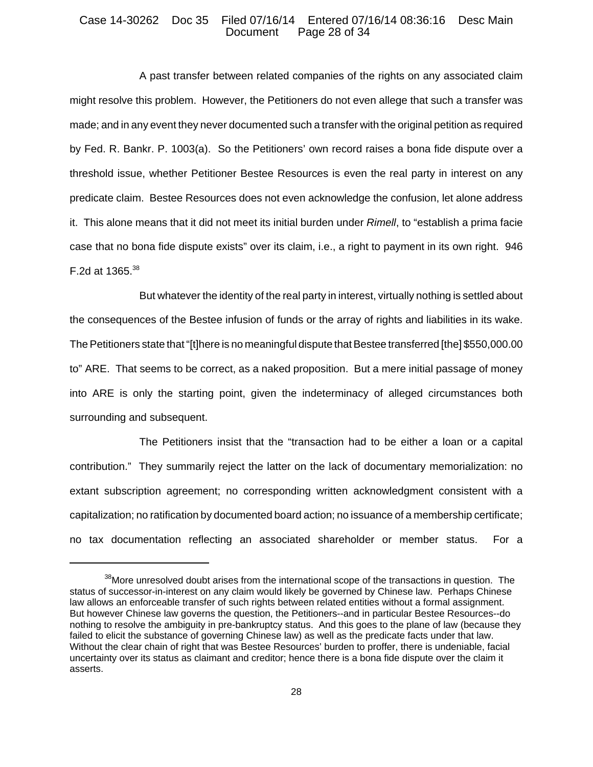A past transfer between related companies of the rights on any associated claim might resolve this problem. However, the Petitioners do not even allege that such a transfer was made; and in any event they never documented such a transfer with the original petition as required by Fed. R. Bankr. P. 1003(a). So the Petitioners' own record raises a bona fide dispute over a threshold issue, whether Petitioner Bestee Resources is even the real party in interest on any predicate claim. Bestee Resources does not even acknowledge the confusion, let alone address it. This alone means that it did not meet its initial burden under *Rimell*, to "establish a prima facie case that no bona fide dispute exists" over its claim, i.e., a right to payment in its own right. 946 F.2d at 1365.[38]

But whatever the identity of the real party in interest, virtually nothing is settled about the consequences of the Bestee infusion of funds or the array of rights and liabilities in its wake. The Petitioners state that "[t]here is no meaningful dispute that Bestee transferred [the] $550,000.00 to" ARE. That seems to be correct, as a naked proposition. But a mere initial passage of money into ARE is only the starting point, given the indeterminacy of alleged circumstances both surrounding and subsequent.

The Petitioners insist that the "transaction had to be either a loan or a capital contribution." They summarily reject the latter on the lack of documentary memorialization: no extant subscription agreement; no corresponding written acknowledgment consistent with a capitalization; no ratification by documented board action; no issuance of a membership certificate; no tax documentation reflecting an associated shareholder or member status. For a

---

[38] More unresolved doubt arises from the international scope of the transactions in question. The status of successor-in-interest on any claim would likely be governed by Chinese law. Perhaps Chinese law allows an enforceable transfer of such rights between related entities without a formal assignment. But however Chinese law governs the question, the Petitioners--and in particular Bestee Resources--do nothing to resolve the ambiguity in pre-bankruptcy status. And this goes to the plane of law (because they failed to elicit the substance of governing Chinese law) as well as the predicate facts under that law. Without the clear chain of right that was Bestee Resources' burden to proffer, there is undeniable, facial uncertainty over its status as claimant and creditor; hence there is a bona fide dispute over the claim it asserts.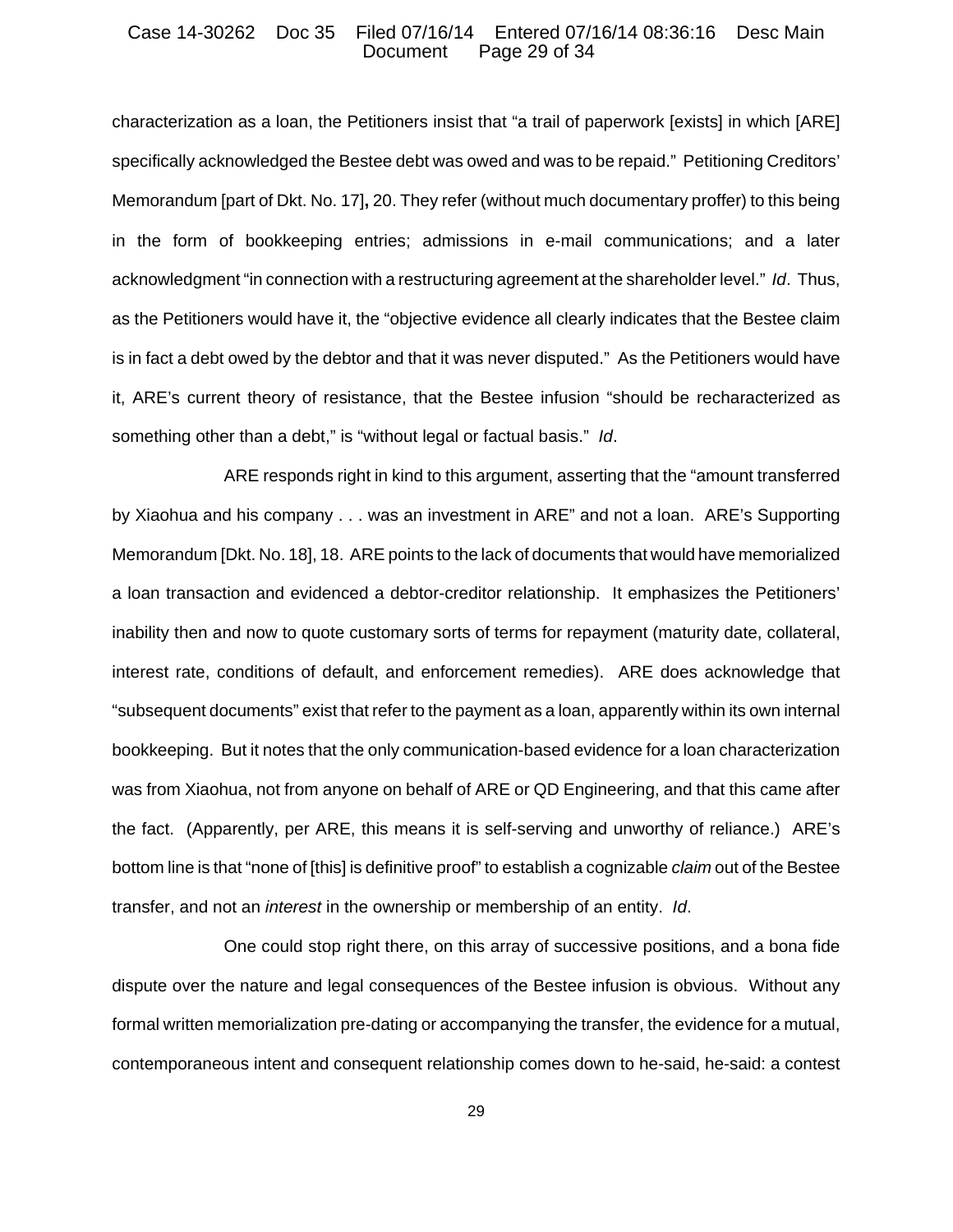characterization as a loan, the Petitioners insist that "a trail of paperwork [exists] in which [ARE] specifically acknowledged the Bestee debt was owed and was to be repaid." Petitioning Creditors' Memorandum [part of Dkt. No. 17]**,** 20. They refer (without much documentary proffer) to this being in the form of bookkeeping entries; admissions in e-mail communications; and a later acknowledgment "in connection with a restructuring agreement at the shareholder level." *Id*. Thus, as the Petitioners would have it, the "objective evidence all clearly indicates that the Bestee claim is in fact a debt owed by the debtor and that it was never disputed." As the Petitioners would have it, ARE's current theory of resistance, that the Bestee infusion "should be recharacterized as something other than a debt," is "without legal or factual basis." *Id*.

ARE responds right in kind to this argument, asserting that the "amount transferred by Xiaohua and his company . . . was an investment in ARE" and not a loan. ARE's Supporting Memorandum [Dkt. No. 18], 18. ARE points to the lack of documents that would have memorialized a loan transaction and evidenced a debtor-creditor relationship. It emphasizes the Petitioners' inability then and now to quote customary sorts of terms for repayment (maturity date, collateral, interest rate, conditions of default, and enforcement remedies). ARE does acknowledge that "subsequent documents" exist that refer to the payment as a loan, apparently within its own internal bookkeeping. But it notes that the only communication-based evidence for a loan characterization was from Xiaohua, not from anyone on behalf of ARE or QD Engineering, and that this came after the fact. (Apparently, per ARE, this means it is self-serving and unworthy of reliance.) ARE's bottom line is that "none of [this] is definitive proof" to establish a cognizable *claim* out of the Bestee transfer, and not an *interest* in the ownership or membership of an entity. *Id*.

One could stop right there, on this array of successive positions, and a bona fide dispute over the nature and legal consequences of the Bestee infusion is obvious. Without any formal written memorialization pre-dating or accompanying the transfer, the evidence for a mutual, contemporaneous intent and consequent relationship comes down to he-said, he-said: a contest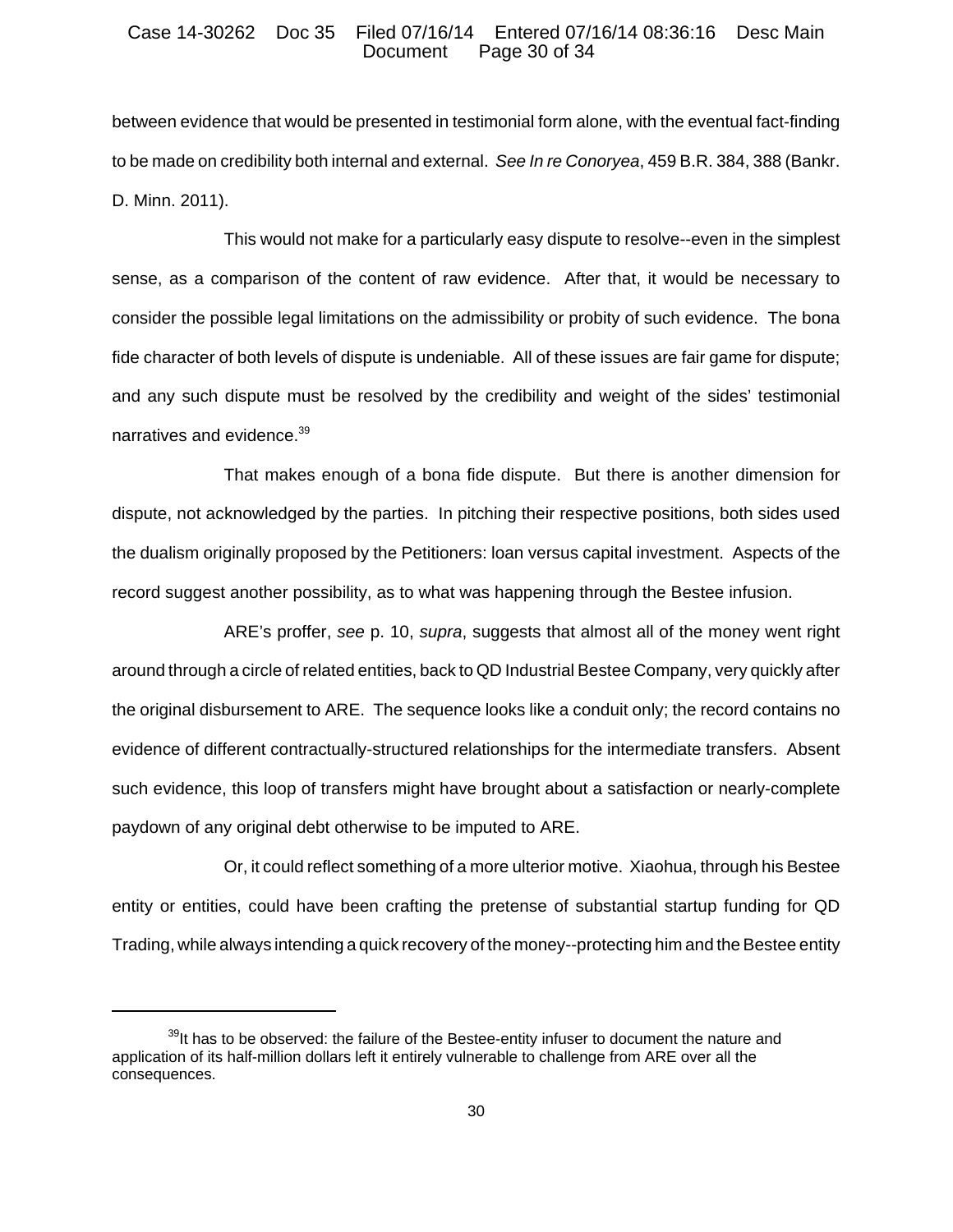between evidence that would be presented in testimonial form alone, with the eventual fact-finding to be made on credibility both internal and external. *See In re Conoryea*, 459 B.R. 384, 388 (Bankr. D. Minn. 2011).

This would not make for a particularly easy dispute to resolve--even in the simplest sense, as a comparison of the content of raw evidence. After that, it would be necessary to consider the possible legal limitations on the admissibility or probity of such evidence. The bona fide character of both levels of dispute is undeniable. All of these issues are fair game for dispute; and any such dispute must be resolved by the credibility and weight of the sides' testimonial narratives and evidence.[39]

That makes enough of a bona fide dispute. But there is another dimension for dispute, not acknowledged by the parties. In pitching their respective positions, both sides used the dualism originally proposed by the Petitioners: loan versus capital investment. Aspects of the record suggest another possibility, as to what was happening through the Bestee infusion.

ARE's proffer, *see* p. 10, *supra*, suggests that almost all of the money went right around through a circle of related entities, back to QD Industrial Bestee Company, very quickly after the original disbursement to ARE. The sequence looks like a conduit only; the record contains no evidence of different contractually-structured relationships for the intermediate transfers. Absent such evidence, this loop of transfers might have brought about a satisfaction or nearly-complete paydown of any original debt otherwise to be imputed to ARE.

Or, it could reflect something of a more ulterior motive. Xiaohua, through his Bestee entity or entities, could have been crafting the pretense of substantial startup funding for QD Trading, while always intending a quick recovery of the money--protecting him and the Bestee entity

---

[39] It has to be observed: the failure of the Bestee-entity infuser to document the nature and application of its half-million dollars left it entirely vulnerable to challenge from ARE over all the consequences.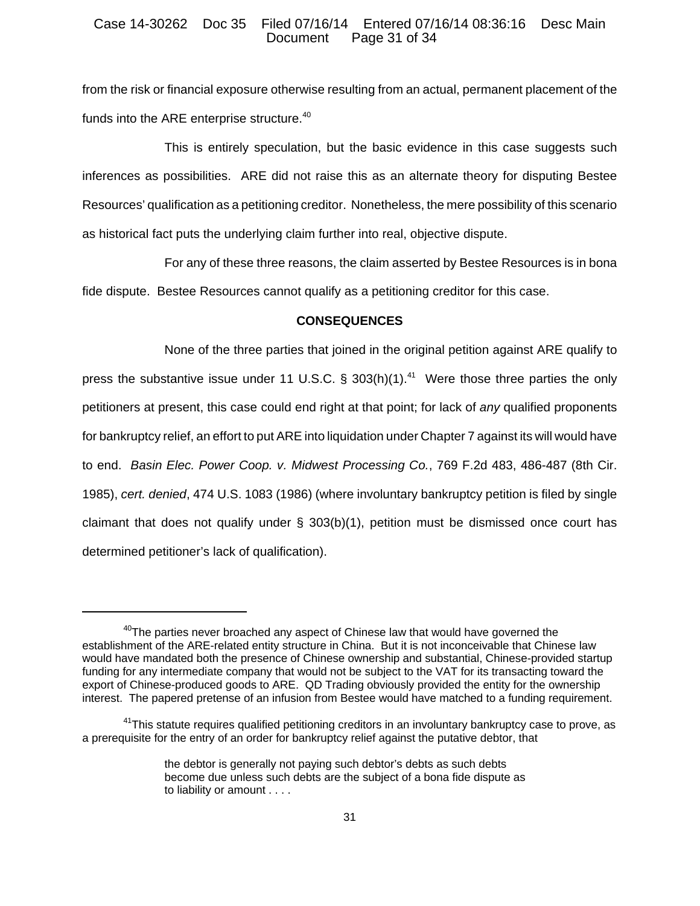from the risk or financial exposure otherwise resulting from an actual, permanent placement of the funds into the ARE enterprise structure.[40]

This is entirely speculation, but the basic evidence in this case suggests such inferences as possibilities. ARE did not raise this as an alternate theory for disputing Bestee Resources' qualification as a petitioning creditor. Nonetheless, the mere possibility of this scenario as historical fact puts the underlying claim further into real, objective dispute.

For any of these three reasons, the claim asserted by Bestee Resources is in bona fide dispute. Bestee Resources cannot qualify as a petitioning creditor for this case.

## CONSEQUENCES

None of the three parties that joined in the original petition against ARE qualify to press the substantive issue under 11 U.S.C. § 303(h)(1).[41] Were those three parties the only petitioners at present, this case could end right at that point; for lack of *any* qualified proponents for bankruptcy relief, an effort to put ARE into liquidation under Chapter 7 against its will would have to end. *Basin Elec. Power Coop. v. Midwest Processing Co.*, 769 F.2d 483, 486-487 (8th Cir. 1985), *cert. denied*, 474 U.S. 1083 (1986) (where involuntary bankruptcy petition is filed by single claimant that does not qualify under § 303(b)(1), petition must be dismissed once court has determined petitioner's lack of qualification).

---

[40]The parties never broached any aspect of Chinese law that would have governed the establishment of the ARE-related entity structure in China. But it is not inconceivable that Chinese law would have mandated both the presence of Chinese ownership and substantial, Chinese-provided startup funding for any intermediate company that would not be subject to the VAT for its transacting toward the export of Chinese-produced goods to ARE. QD Trading obviously provided the entity for the ownership interest. The papered pretense of an infusion from Bestee would have matched to a funding requirement.

[41]This statute requires qualified petitioning creditors in an involuntary bankruptcy case to prove, as a prerequisite for the entry of an order for bankruptcy relief against the putative debtor, that

> the debtor is generally not paying such debtor's debts as such debts become due unless such debts are the subject of a bona fide dispute as to liability or amount . . . .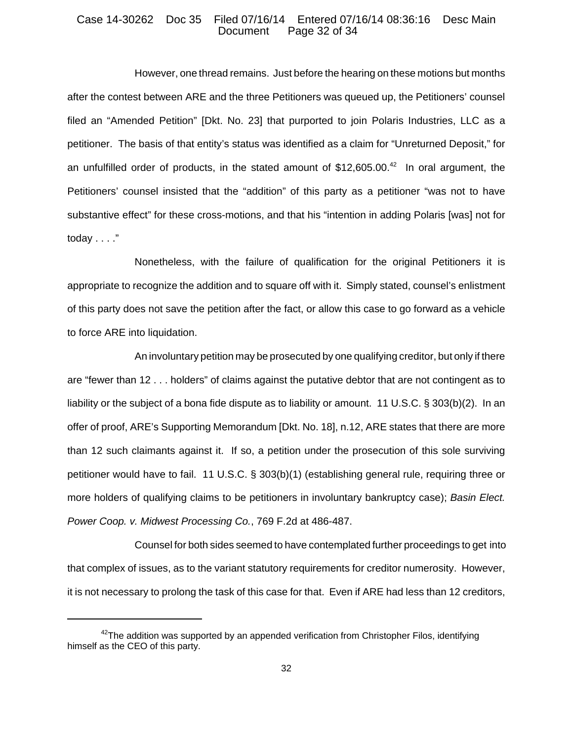However, one thread remains. Just before the hearing on these motions but months after the contest between ARE and the three Petitioners was queued up, the Petitioners' counsel filed an "Amended Petition" [Dkt. No. 23] that purported to join Polaris Industries, LLC as a petitioner. The basis of that entity's status was identified as a claim for "Unreturned Deposit," for an unfulfilled order of products, in the stated amount of $12,605.00.[42] In oral argument, the Petitioners' counsel insisted that the "addition" of this party as a petitioner "was not to have substantive effect" for these cross-motions, and that his "intention in adding Polaris [was] not for today . . . ."

Nonetheless, with the failure of qualification for the original Petitioners it is appropriate to recognize the addition and to square off with it. Simply stated, counsel's enlistment of this party does not save the petition after the fact, or allow this case to go forward as a vehicle to force ARE into liquidation.

An involuntary petition may be prosecuted by one qualifying creditor, but only if there are "fewer than 12 . . . holders" of claims against the putative debtor that are not contingent as to liability or the subject of a bona fide dispute as to liability or amount. 11 U.S.C. § 303(b)(2). In an offer of proof, ARE's Supporting Memorandum [Dkt. No. 18], n.12, ARE states that there are more than 12 such claimants against it. If so, a petition under the prosecution of this sole surviving petitioner would have to fail. 11 U.S.C. § 303(b)(1) (establishing general rule, requiring three or more holders of qualifying claims to be petitioners in involuntary bankruptcy case); *Basin Elect. Power Coop. v. Midwest Processing Co.*, 769 F.2d at 486-487.

Counsel for both sides seemed to have contemplated further proceedings to get into that complex of issues, as to the variant statutory requirements for creditor numerosity. However, it is not necessary to prolong the task of this case for that. Even if ARE had less than 12 creditors,

---

[42] The addition was supported by an appended verification from Christopher Filos, identifying himself as the CEO of this party.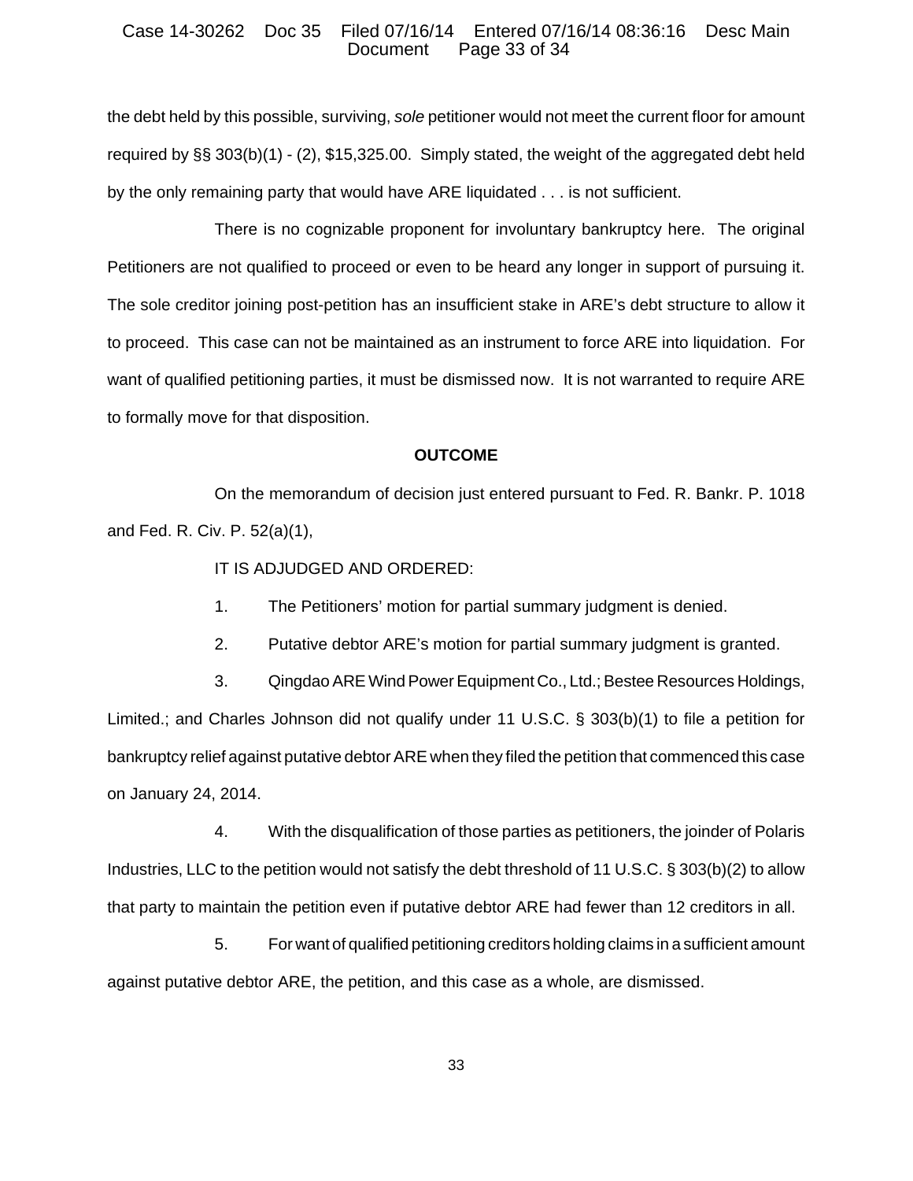the debt held by this possible, surviving, *sole* petitioner would not meet the current floor for amount required by §§ 303(b)(1) - (2), $15,325.00. Simply stated, the weight of the aggregated debt held by the only remaining party that would have ARE liquidated . . . is not sufficient.

There is no cognizable proponent for involuntary bankruptcy here. The original Petitioners are not qualified to proceed or even to be heard any longer in support of pursuing it. The sole creditor joining post-petition has an insufficient stake in ARE's debt structure to allow it to proceed. This case can not be maintained as an instrument to force ARE into liquidation. For want of qualified petitioning parties, it must be dismissed now. It is not warranted to require ARE to formally move for that disposition.

## OUTCOME

On the memorandum of decision just entered pursuant to Fed. R. Bankr. P. 1018 and Fed. R. Civ. P. 52(a)(1),

IT IS ADJUDGED AND ORDERED:

1. The Petitioners' motion for partial summary judgment is denied.

2. Putative debtor ARE's motion for partial summary judgment is granted.

3. Qingdao ARE Wind Power Equipment Co., Ltd.; Bestee Resources Holdings, Limited.; and Charles Johnson did not qualify under 11 U.S.C. § 303(b)(1) to file a petition for bankruptcy relief against putative debtor ARE when they filed the petition that commenced this case on January 24, 2014.

4. With the disqualification of those parties as petitioners, the joinder of Polaris Industries, LLC to the petition would not satisfy the debt threshold of 11 U.S.C. § 303(b)(2) to allow that party to maintain the petition even if putative debtor ARE had fewer than 12 creditors in all.

5. For want of qualified petitioning creditors holding claims in a sufficient amount against putative debtor ARE, the petition, and this case as a whole, are dismissed.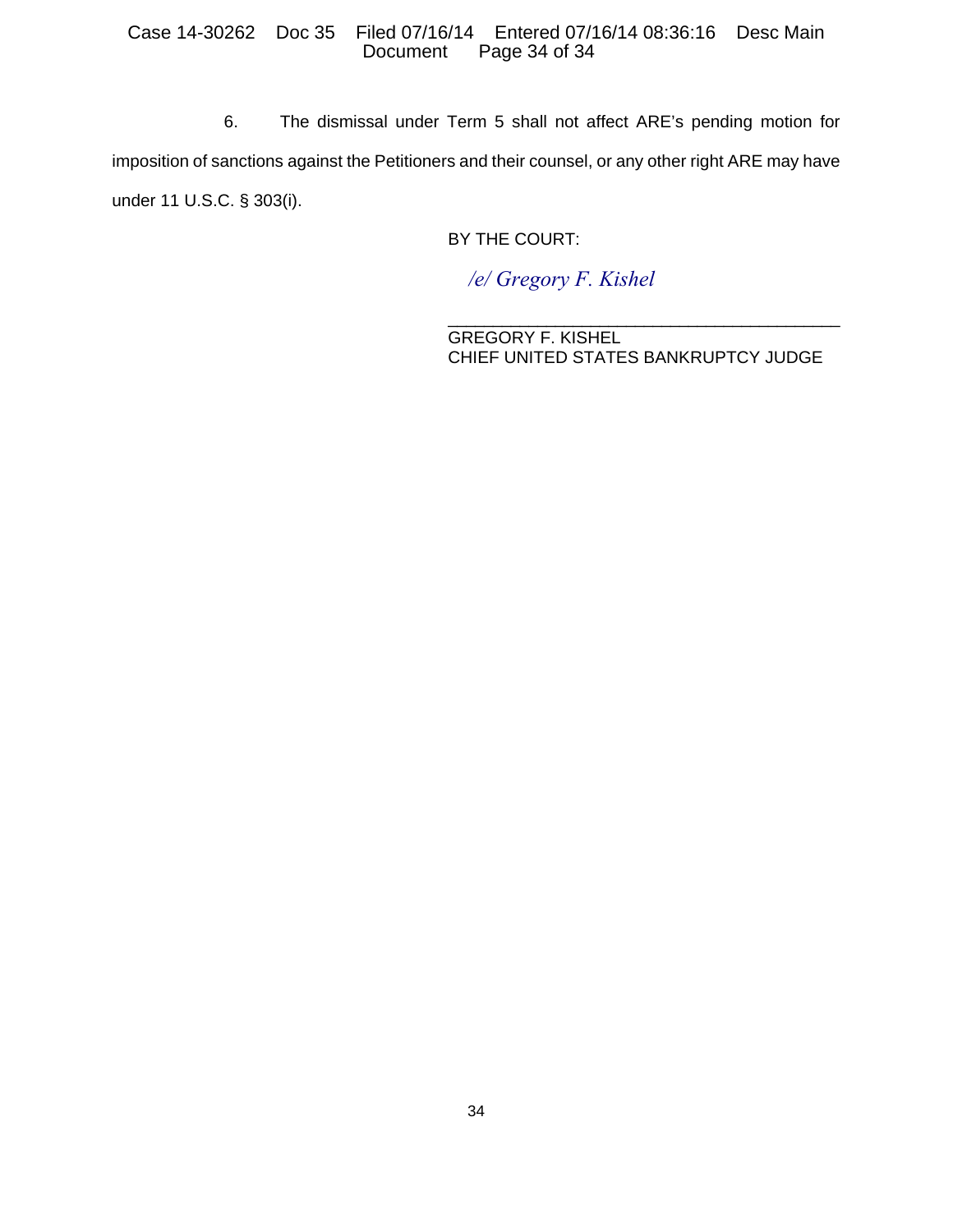6. The dismissal under Term 5 shall not affect ARE's pending motion for imposition of sanctions against the Petitioners and their counsel, or any other right ARE may have under 11 U.S.C. § 303(i).

BY THE COURT:

*/e/ Gregory F. Kishel*

_________________________________________

GREGORY F. KISHEL
CHIEF UNITED STATES BANKRUPTCY JUDGE